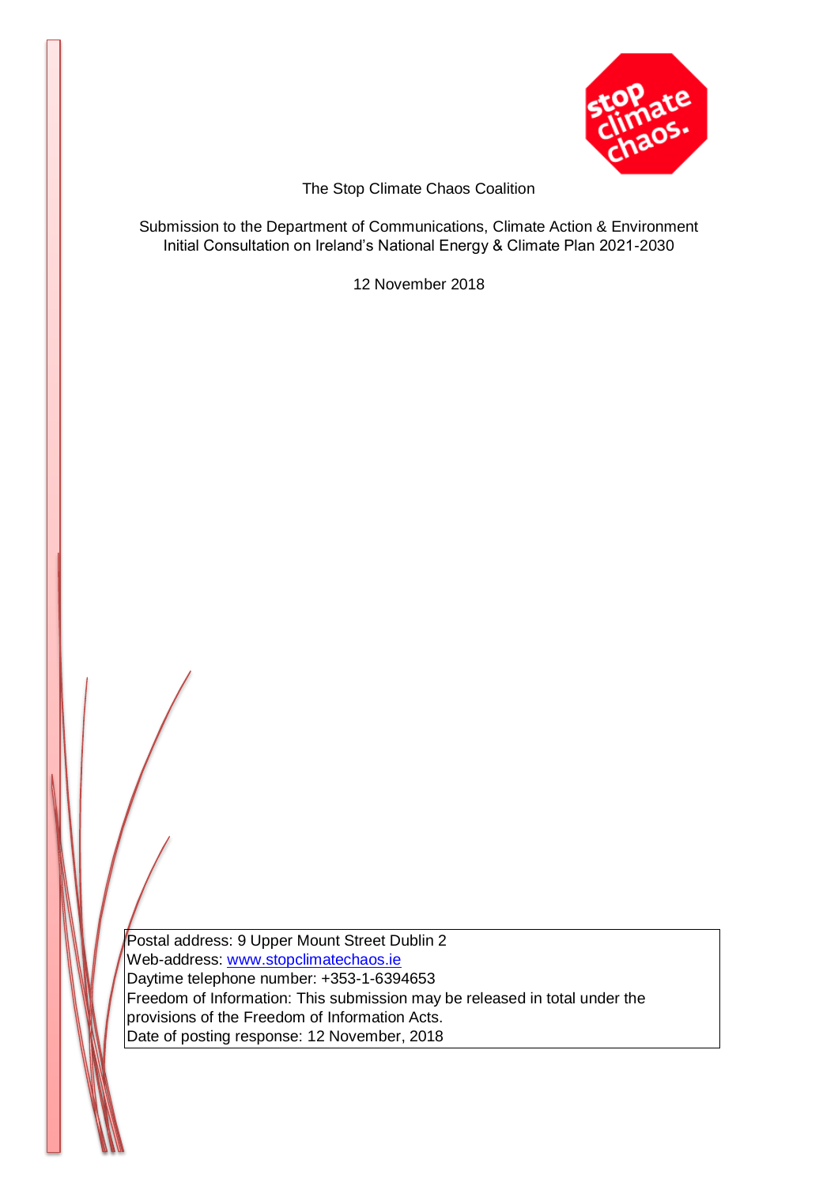The Stop Climate Chaos Coalition

Submission to the Department of Communications, Climate Action & Environment
Initial Consultation on Ireland's National Energy & Climate Plan 2021-2030

12 November 2018

Postal address: 9 Upper Mount Street Dublin 2
Web-address: [www.stopclimatechaos.ie](http://www.stopclimatechaos.ie)
Daytime telephone number: +353-1-6394653
Freedom of Information: This submission may be released in total under the provisions of the Freedom of Information Acts.
Date of posting response: 12 November, 2018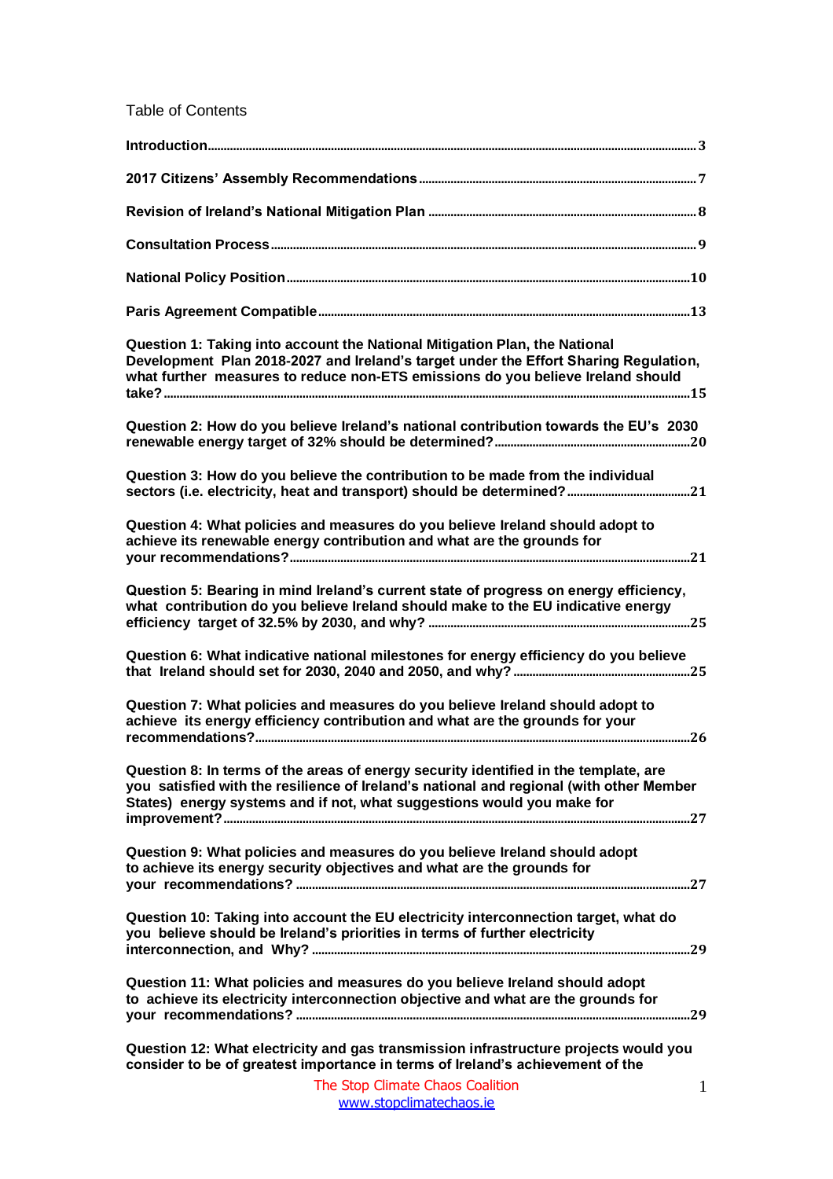Table of Contents

**Introduction** ...... 3

**2017 Citizens' Assembly Recommendations** ...... 7

**Revision of Ireland's National Mitigation Plan** ...... 8

**Consultation Process** ...... 9

**National Policy Position** ...... 10

**Paris Agreement Compatible** ...... 13

**Question 1: Taking into account the National Mitigation Plan, the National Development Plan 2018-2027 and Ireland's target under the Effort Sharing Regulation, what further measures to reduce non-ETS emissions do you believe Ireland should take?** ...... 15

**Question 2: How do you believe Ireland's national contribution towards the EU's 2030 renewable energy target of 32% should be determined?** ...... 20

**Question 3: How do you believe the contribution to be made from the individual sectors (i.e. electricity, heat and transport) should be determined?** ...... 21

**Question 4: What policies and measures do you believe Ireland should adopt to achieve its renewable energy contribution and what are the grounds for your recommendations?** ...... 21

**Question 5: Bearing in mind Ireland's current state of progress on energy efficiency, what contribution do you believe Ireland should make to the EU indicative energy efficiency target of 32.5% by 2030, and why?** ...... 25

**Question 6: What indicative national milestones for energy efficiency do you believe that Ireland should set for 2030, 2040 and 2050, and why?** ...... 25

**Question 7: What policies and measures do you believe Ireland should adopt to achieve its energy efficiency contribution and what are the grounds for your recommendations?** ...... 26

**Question 8: In terms of the areas of energy security identified in the template, are you satisfied with the resilience of Ireland's national and regional (with other Member States) energy systems and if not, what suggestions would you make for improvement?** ...... 27

**Question 9: What policies and measures do you believe Ireland should adopt to achieve its energy security objectives and what are the grounds for your recommendations?** ...... 27

**Question 10: Taking into account the EU electricity interconnection target, what do you believe should be Ireland's priorities in terms of further electricity interconnection, and Why?** ...... 29

**Question 11: What policies and measures do you believe Ireland should adopt to achieve its electricity interconnection objective and what are the grounds for your recommendations?** ...... 29

**Question 12: What electricity and gas transmission infrastructure projects would you consider to be of greatest importance in terms of Ireland's achievement of the**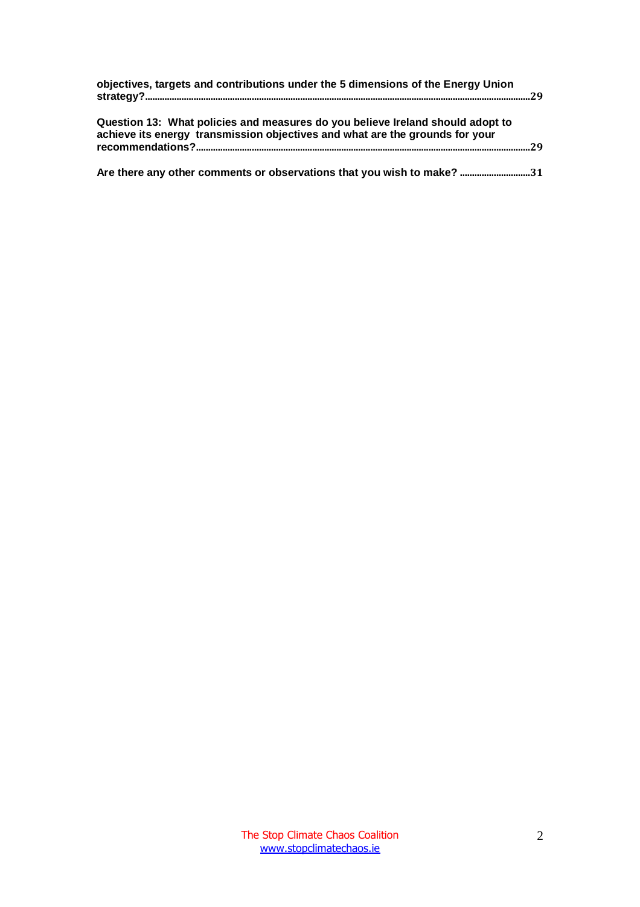**objectives, targets and contributions under the 5 dimensions of the Energy Union strategy?** ........................................................................ **29**

**Question 13: What policies and measures do you believe Ireland should adopt to achieve its energy transmission objectives and what are the grounds for your recommendations?** ........................................................................ **29**

**Are there any other comments or observations that you wish to make?** .................. **31**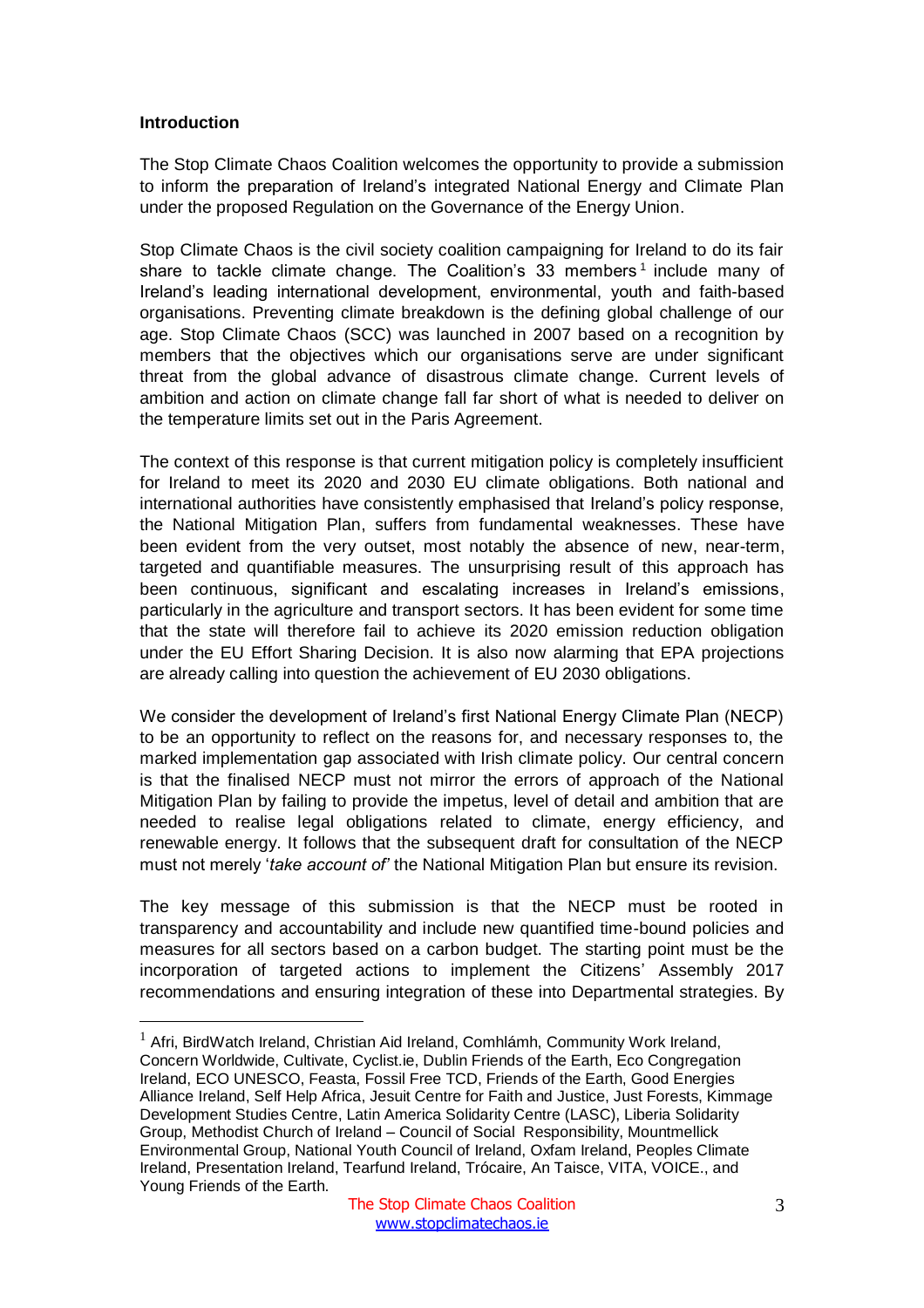**Introduction**

The Stop Climate Chaos Coalition welcomes the opportunity to provide a submission to inform the preparation of Ireland's integrated National Energy and Climate Plan under the proposed Regulation on the Governance of the Energy Union.

Stop Climate Chaos is the civil society coalition campaigning for Ireland to do its fair share to tackle climate change. The Coalition's 33 members[1] include many of Ireland's leading international development, environmental, youth and faith-based organisations. Preventing climate breakdown is the defining global challenge of our age. Stop Climate Chaos (SCC) was launched in 2007 based on a recognition by members that the objectives which our organisations serve are under significant threat from the global advance of disastrous climate change. Current levels of ambition and action on climate change fall far short of what is needed to deliver on the temperature limits set out in the Paris Agreement.

The context of this response is that current mitigation policy is completely insufficient for Ireland to meet its 2020 and 2030 EU climate obligations. Both national and international authorities have consistently emphasised that Ireland's policy response, the National Mitigation Plan, suffers from fundamental weaknesses. These have been evident from the very outset, most notably the absence of new, near-term, targeted and quantifiable measures. The unsurprising result of this approach has been continuous, significant and escalating increases in Ireland's emissions, particularly in the agriculture and transport sectors. It has been evident for some time that the state will therefore fail to achieve its 2020 emission reduction obligation under the EU Effort Sharing Decision. It is also now alarming that EPA projections are already calling into question the achievement of EU 2030 obligations.

We consider the development of Ireland's first National Energy Climate Plan (NECP) to be an opportunity to reflect on the reasons for, and necessary responses to, the marked implementation gap associated with Irish climate policy. Our central concern is that the finalised NECP must not mirror the errors of approach of the National Mitigation Plan by failing to provide the impetus, level of detail and ambition that are needed to realise legal obligations related to climate, energy efficiency, and renewable energy. It follows that the subsequent draft for consultation of the NECP must not merely '*take account of*' the National Mitigation Plan but ensure its revision.

The key message of this submission is that the NECP must be rooted in transparency and accountability and include new quantified time-bound policies and measures for all sectors based on a carbon budget. The starting point must be the incorporation of targeted actions to implement the Citizens' Assembly 2017 recommendations and ensuring integration of these into Departmental strategies. By

[1] Afri, BirdWatch Ireland, Christian Aid Ireland, Comhlámh, Community Work Ireland, Concern Worldwide, Cultivate, Cyclist.ie, Dublin Friends of the Earth, Eco Congregation Ireland, ECO UNESCO, Feasta, Fossil Free TCD, Friends of the Earth, Good Energies Alliance Ireland, Self Help Africa, Jesuit Centre for Faith and Justice, Just Forests, Kimmage Development Studies Centre, Latin America Solidarity Centre (LASC), Liberia Solidarity Group, Methodist Church of Ireland – Council of Social Responsibility, Mountmellick Environmental Group, National Youth Council of Ireland, Oxfam Ireland, Peoples Climate Ireland, Presentation Ireland, Tearfund Ireland, Trócaire, An Taisce, VITA, VOICE., and Young Friends of the Earth.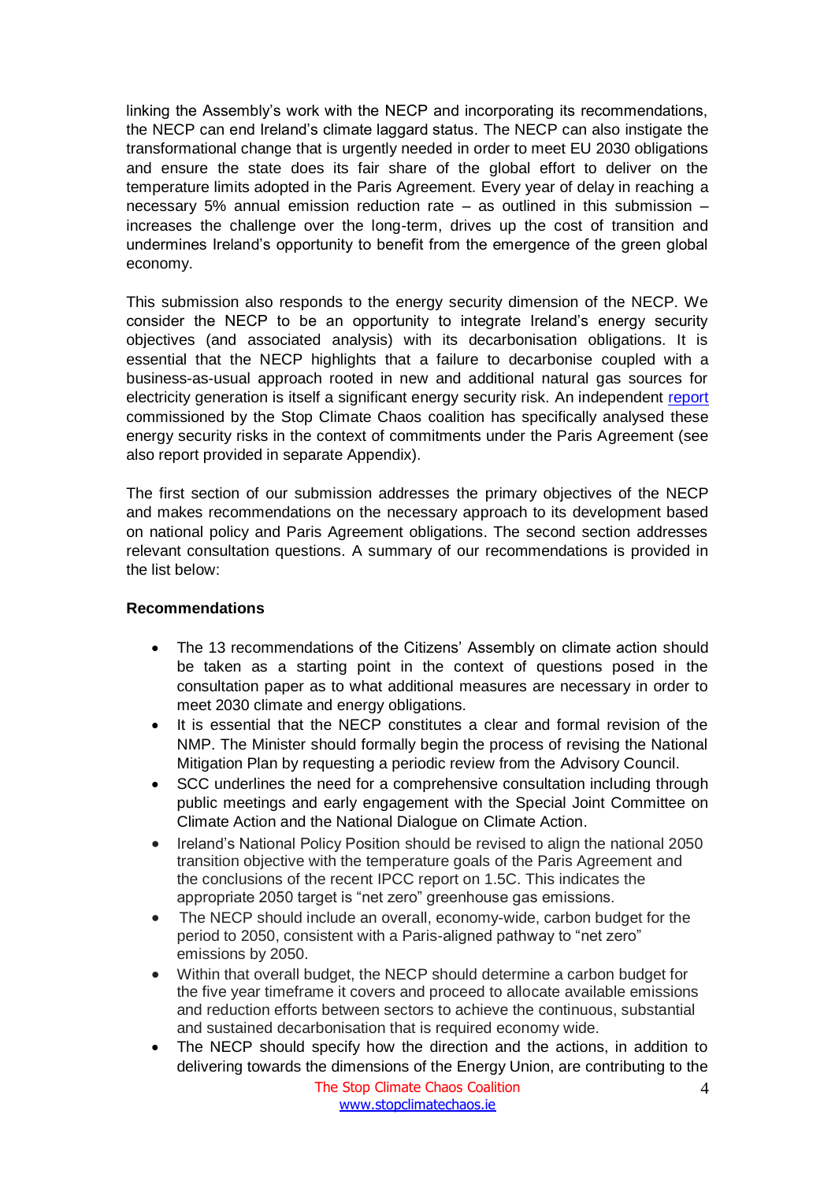linking the Assembly's work with the NECP and incorporating its recommendations, the NECP can end Ireland's climate laggard status. The NECP can also instigate the transformational change that is urgently needed in order to meet EU 2030 obligations and ensure the state does its fair share of the global effort to deliver on the temperature limits adopted in the Paris Agreement. Every year of delay in reaching a necessary 5% annual emission reduction rate – as outlined in this submission – increases the challenge over the long-term, drives up the cost of transition and undermines Ireland's opportunity to benefit from the emergence of the green global economy.

This submission also responds to the energy security dimension of the NECP. We consider the NECP to be an opportunity to integrate Ireland's energy security objectives (and associated analysis) with its decarbonisation obligations. It is essential that the NECP highlights that a failure to decarbonise coupled with a business-as-usual approach rooted in new and additional natural gas sources for electricity generation is itself a significant energy security risk. An independent report commissioned by the Stop Climate Chaos coalition has specifically analysed these energy security risks in the context of commitments under the Paris Agreement (see also report provided in separate Appendix).

The first section of our submission addresses the primary objectives of the NECP and makes recommendations on the necessary approach to its development based on national policy and Paris Agreement obligations. The second section addresses relevant consultation questions. A summary of our recommendations is provided in the list below:

**Recommendations**

- The 13 recommendations of the Citizens' Assembly on climate action should be taken as a starting point in the context of questions posed in the consultation paper as to what additional measures are necessary in order to meet 2030 climate and energy obligations.
- It is essential that the NECP constitutes a clear and formal revision of the NMP. The Minister should formally begin the process of revising the National Mitigation Plan by requesting a periodic review from the Advisory Council.
- SCC underlines the need for a comprehensive consultation including through public meetings and early engagement with the Special Joint Committee on Climate Action and the National Dialogue on Climate Action.
- Ireland's National Policy Position should be revised to align the national 2050 transition objective with the temperature goals of the Paris Agreement and the conclusions of the recent IPCC report on 1.5C. This indicates the appropriate 2050 target is "net zero" greenhouse gas emissions.
- The NECP should include an overall, economy-wide, carbon budget for the period to 2050, consistent with a Paris-aligned pathway to "net zero" emissions by 2050.
- Within that overall budget, the NECP should determine a carbon budget for the five year timeframe it covers and proceed to allocate available emissions and reduction efforts between sectors to achieve the continuous, substantial and sustained decarbonisation that is required economy wide.
- The NECP should specify how the direction and the actions, in addition to delivering towards the dimensions of the Energy Union, are contributing to the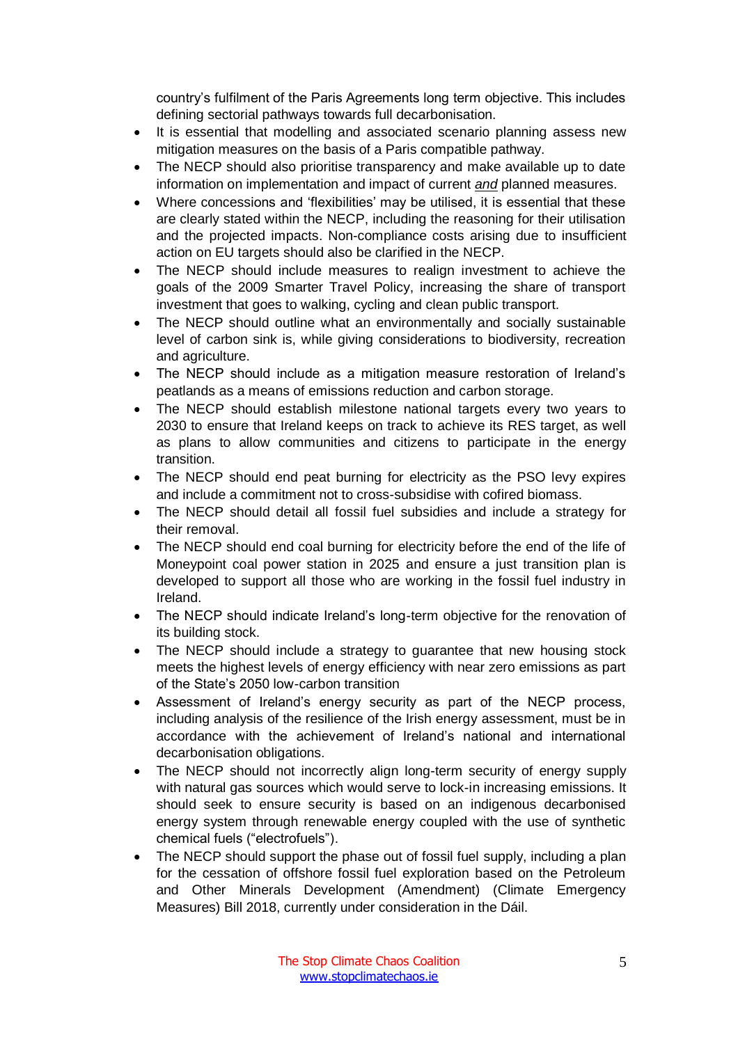country's fulfilment of the Paris Agreements long term objective. This includes defining sectorial pathways towards full decarbonisation.

- It is essential that modelling and associated scenario planning assess new mitigation measures on the basis of a Paris compatible pathway.
- The NECP should also prioritise transparency and make available up to date information on implementation and impact of current ***and*** planned measures.
- Where concessions and 'flexibilities' may be utilised, it is essential that these are clearly stated within the NECP, including the reasoning for their utilisation and the projected impacts. Non-compliance costs arising due to insufficient action on EU targets should also be clarified in the NECP.
- The NECP should include measures to realign investment to achieve the goals of the 2009 Smarter Travel Policy, increasing the share of transport investment that goes to walking, cycling and clean public transport.
- The NECP should outline what an environmentally and socially sustainable level of carbon sink is, while giving considerations to biodiversity, recreation and agriculture.
- The NECP should include as a mitigation measure restoration of Ireland's peatlands as a means of emissions reduction and carbon storage.
- The NECP should establish milestone national targets every two years to 2030 to ensure that Ireland keeps on track to achieve its RES target, as well as plans to allow communities and citizens to participate in the energy transition.
- The NECP should end peat burning for electricity as the PSO levy expires and include a commitment not to cross-subsidise with cofired biomass.
- The NECP should detail all fossil fuel subsidies and include a strategy for their removal.
- The NECP should end coal burning for electricity before the end of the life of Moneypoint coal power station in 2025 and ensure a just transition plan is developed to support all those who are working in the fossil fuel industry in Ireland.
- The NECP should indicate Ireland's long-term objective for the renovation of its building stock.
- The NECP should include a strategy to guarantee that new housing stock meets the highest levels of energy efficiency with near zero emissions as part of the State's 2050 low-carbon transition
- Assessment of Ireland's energy security as part of the NECP process, including analysis of the resilience of the Irish energy assessment, must be in accordance with the achievement of Ireland's national and international decarbonisation obligations.
- The NECP should not incorrectly align long-term security of energy supply with natural gas sources which would serve to lock-in increasing emissions. It should seek to ensure security is based on an indigenous decarbonised energy system through renewable energy coupled with the use of synthetic chemical fuels ("electrofuels").
- The NECP should support the phase out of fossil fuel supply, including a plan for the cessation of offshore fossil fuel exploration based on the Petroleum and Other Minerals Development (Amendment) (Climate Emergency Measures) Bill 2018, currently under consideration in the Dáil.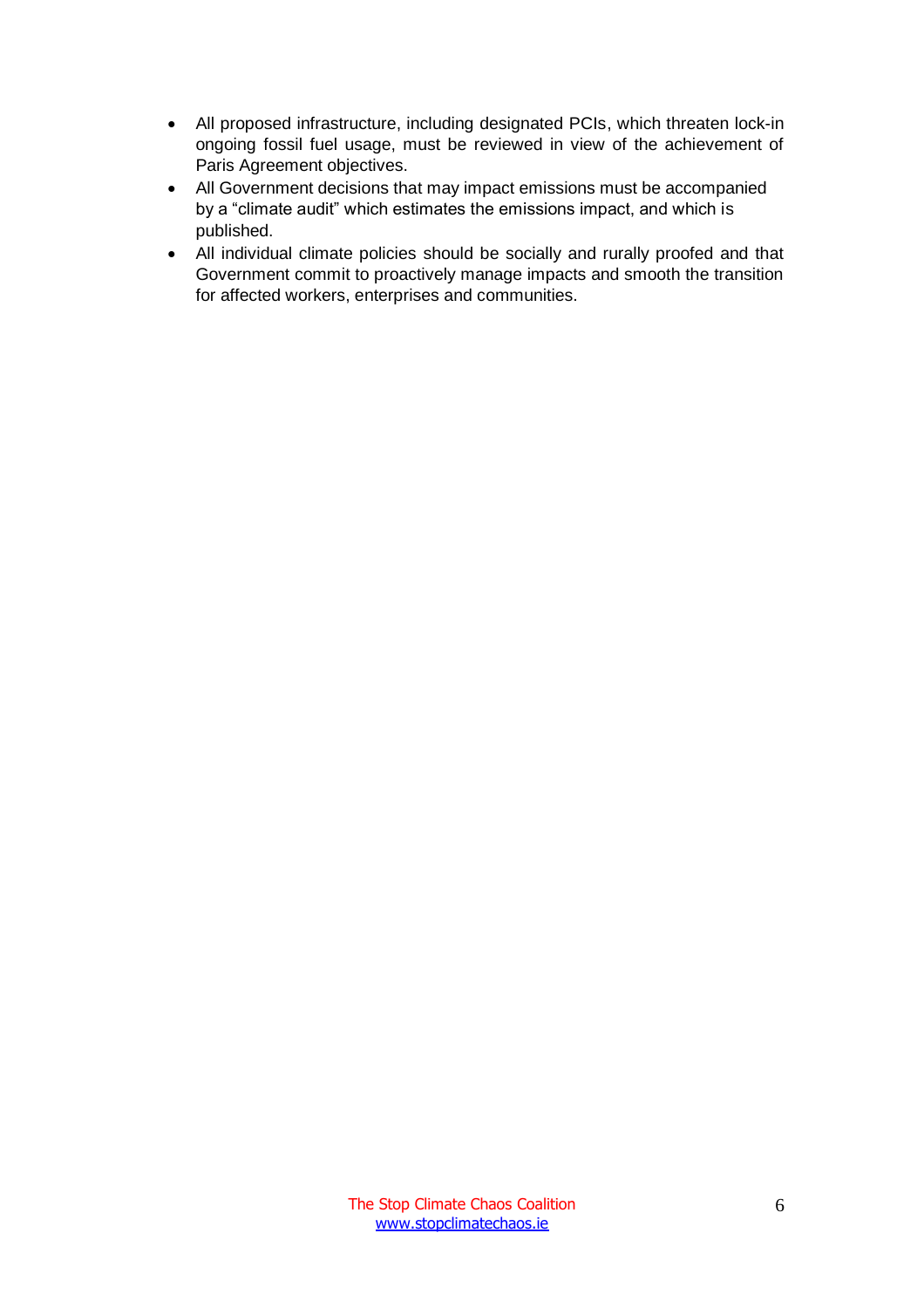- All proposed infrastructure, including designated PCIs, which threaten lock-in ongoing fossil fuel usage, must be reviewed in view of the achievement of Paris Agreement objectives.
- All Government decisions that may impact emissions must be accompanied by a "climate audit" which estimates the emissions impact, and which is published.
- All individual climate policies should be socially and rurally proofed and that Government commit to proactively manage impacts and smooth the transition for affected workers, enterprises and communities.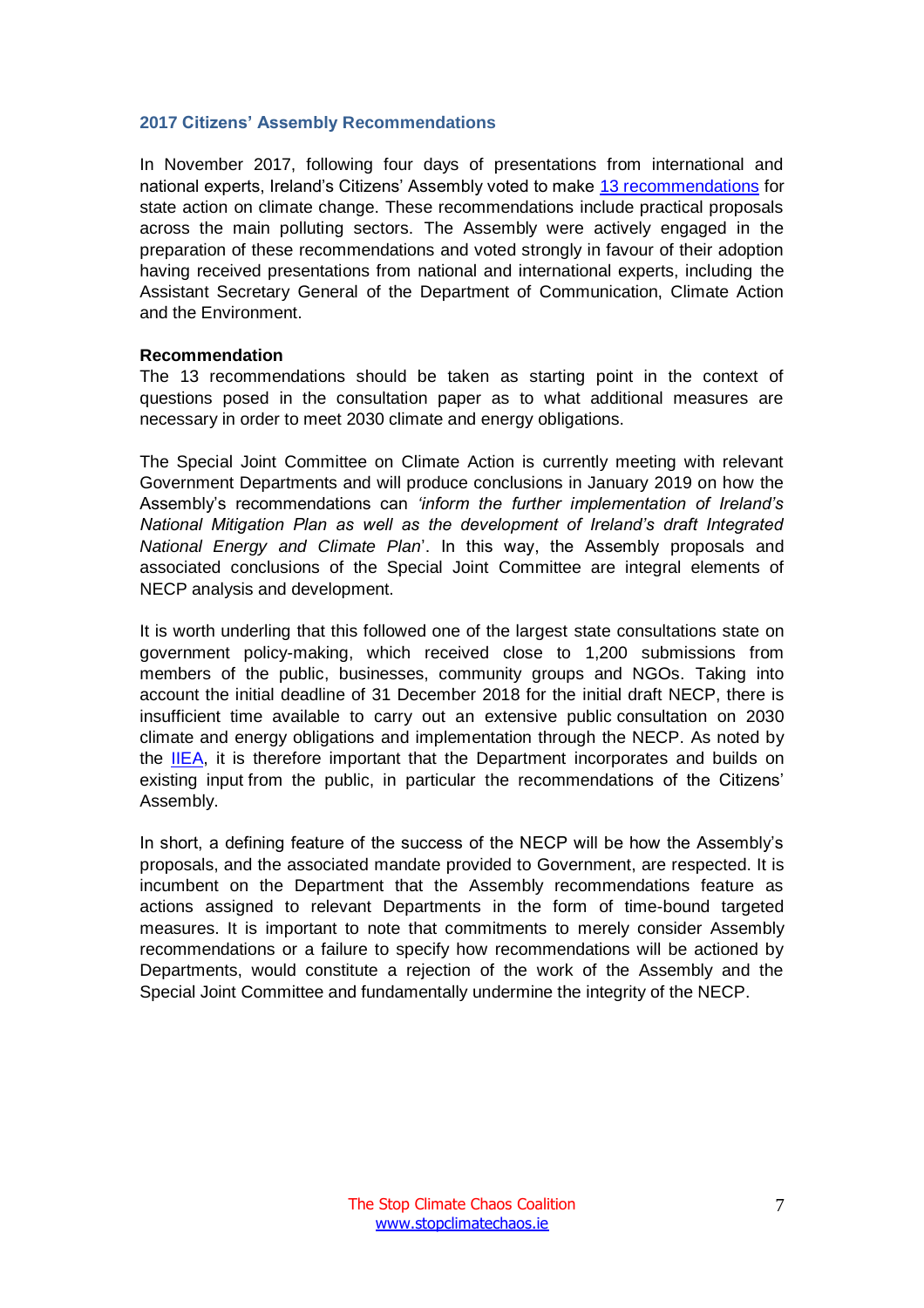### 2017 Citizens' Assembly Recommendations

In November 2017, following four days of presentations from international and national experts, Ireland's Citizens' Assembly voted to make 13 recommendations for state action on climate change. These recommendations include practical proposals across the main polluting sectors. The Assembly were actively engaged in the preparation of these recommendations and voted strongly in favour of their adoption having received presentations from national and international experts, including the Assistant Secretary General of the Department of Communication, Climate Action and the Environment.

**Recommendation**
The 13 recommendations should be taken as starting point in the context of questions posed in the consultation paper as to what additional measures are necessary in order to meet 2030 climate and energy obligations.

The Special Joint Committee on Climate Action is currently meeting with relevant Government Departments and will produce conclusions in January 2019 on how the Assembly's recommendations can *'inform the further implementation of Ireland's National Mitigation Plan as well as the development of Ireland's draft Integrated National Energy and Climate Plan*'. In this way, the Assembly proposals and associated conclusions of the Special Joint Committee are integral elements of NECP analysis and development.

It is worth underling that this followed one of the largest state consultations state on government policy-making, which received close to 1,200 submissions from members of the public, businesses, community groups and NGOs. Taking into account the initial deadline of 31 December 2018 for the initial draft NECP, there is insufficient time available to carry out an extensive public consultation on 2030 climate and energy obligations and implementation through the NECP. As noted by the IIEA, it is therefore important that the Department incorporates and builds on existing input from the public, in particular the recommendations of the Citizens' Assembly.

In short, a defining feature of the success of the NECP will be how the Assembly's proposals, and the associated mandate provided to Government, are respected. It is incumbent on the Department that the Assembly recommendations feature as actions assigned to relevant Departments in the form of time-bound targeted measures. It is important to note that commitments to merely consider Assembly recommendations or a failure to specify how recommendations will be actioned by Departments, would constitute a rejection of the work of the Assembly and the Special Joint Committee and fundamentally undermine the integrity of the NECP.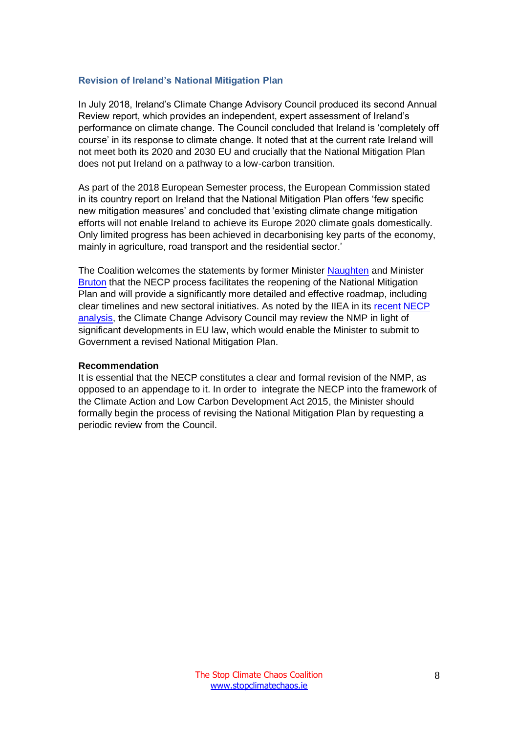### Revision of Ireland's National Mitigation Plan

In July 2018, Ireland's Climate Change Advisory Council produced its second Annual Review report, which provides an independent, expert assessment of Ireland's performance on climate change. The Council concluded that Ireland is 'completely off course' in its response to climate change. It noted that at the current rate Ireland will not meet both its 2020 and 2030 EU and crucially that the National Mitigation Plan does not put Ireland on a pathway to a low-carbon transition.

As part of the 2018 European Semester process, the European Commission stated in its country report on Ireland that the National Mitigation Plan offers 'few specific new mitigation measures' and concluded that 'existing climate change mitigation efforts will not enable Ireland to achieve its Europe 2020 climate goals domestically. Only limited progress has been achieved in decarbonising key parts of the economy, mainly in agriculture, road transport and the residential sector.'

The Coalition welcomes the statements by former Minister Naughten and Minister Bruton that the NECP process facilitates the reopening of the National Mitigation Plan and will provide a significantly more detailed and effective roadmap, including clear timelines and new sectoral initiatives. As noted by the IIEA in its recent NECP analysis, the Climate Change Advisory Council may review the NMP in light of significant developments in EU law, which would enable the Minister to submit to Government a revised National Mitigation Plan.

**Recommendation**

It is essential that the NECP constitutes a clear and formal revision of the NMP, as opposed to an appendage to it. In order to integrate the NECP into the framework of the Climate Action and Low Carbon Development Act 2015, the Minister should formally begin the process of revising the National Mitigation Plan by requesting a periodic review from the Council.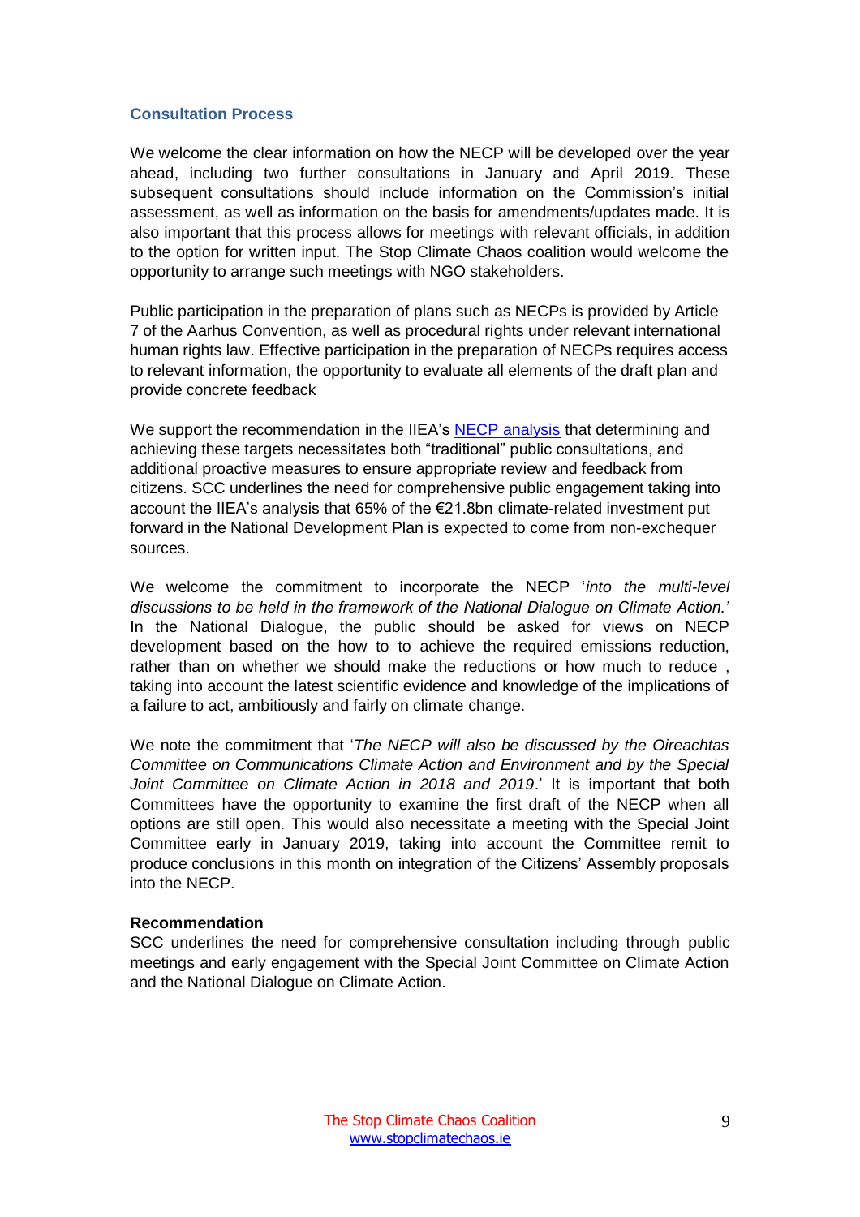## Consultation Process

We welcome the clear information on how the NECP will be developed over the year ahead, including two further consultations in January and April 2019. These subsequent consultations should include information on the Commission's initial assessment, as well as information on the basis for amendments/updates made. It is also important that this process allows for meetings with relevant officials, in addition to the option for written input. The Stop Climate Chaos coalition would welcome the opportunity to arrange such meetings with NGO stakeholders.

Public participation in the preparation of plans such as NECPs is provided by Article 7 of the Aarhus Convention, as well as procedural rights under relevant international human rights law. Effective participation in the preparation of NECPs requires access to relevant information, the opportunity to evaluate all elements of the draft plan and provide concrete feedback

We support the recommendation in the IIEA's NECP analysis that determining and achieving these targets necessitates both "traditional" public consultations, and additional proactive measures to ensure appropriate review and feedback from citizens. SCC underlines the need for comprehensive public engagement taking into account the IIEA's analysis that 65% of the €21.8bn climate-related investment put forward in the National Development Plan is expected to come from non-exchequer sources.

We welcome the commitment to incorporate the NECP '*into the multi-level discussions to be held in the framework of the National Dialogue on Climate Action.'* In the National Dialogue, the public should be asked for views on NECP development based on the how to to achieve the required emissions reduction, rather than on whether we should make the reductions or how much to reduce , taking into account the latest scientific evidence and knowledge of the implications of a failure to act, ambitiously and fairly on climate change.

We note the commitment that '*The NECP will also be discussed by the Oireachtas Committee on Communications Climate Action and Environment and by the Special Joint Committee on Climate Action in 2018 and 2019*.' It is important that both Committees have the opportunity to examine the first draft of the NECP when all options are still open. This would also necessitate a meeting with the Special Joint Committee early in January 2019, taking into account the Committee remit to produce conclusions in this month on integration of the Citizens' Assembly proposals into the NECP.

**Recommendation**

SCC underlines the need for comprehensive consultation including through public meetings and early engagement with the Special Joint Committee on Climate Action and the National Dialogue on Climate Action.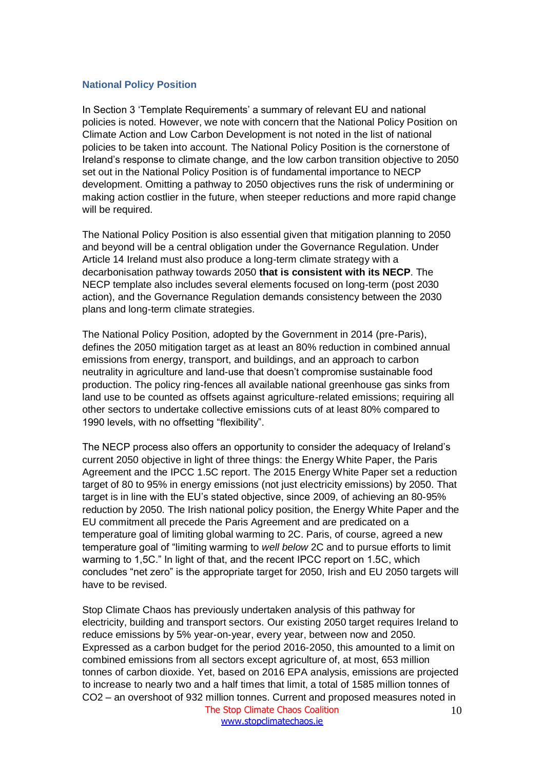### National Policy Position

In Section 3 'Template Requirements' a summary of relevant EU and national policies is noted. However, we note with concern that the National Policy Position on Climate Action and Low Carbon Development is not noted in the list of national policies to be taken into account. The National Policy Position is the cornerstone of Ireland's response to climate change, and the low carbon transition objective to 2050 set out in the National Policy Position is of fundamental importance to NECP development. Omitting a pathway to 2050 objectives runs the risk of undermining or making action costlier in the future, when steeper reductions and more rapid change will be required.

The National Policy Position is also essential given that mitigation planning to 2050 and beyond will be a central obligation under the Governance Regulation. Under Article 14 Ireland must also produce a long-term climate strategy with a decarbonisation pathway towards 2050 **that is consistent with its NECP**. The NECP template also includes several elements focused on long-term (post 2030 action), and the Governance Regulation demands consistency between the 2030 plans and long-term climate strategies.

The National Policy Position, adopted by the Government in 2014 (pre-Paris), defines the 2050 mitigation target as at least an 80% reduction in combined annual emissions from energy, transport, and buildings, and an approach to carbon neutrality in agriculture and land-use that doesn't compromise sustainable food production. The policy ring-fences all available national greenhouse gas sinks from land use to be counted as offsets against agriculture-related emissions; requiring all other sectors to undertake collective emissions cuts of at least 80% compared to 1990 levels, with no offsetting "flexibility".

The NECP process also offers an opportunity to consider the adequacy of Ireland's current 2050 objective in light of three things: the Energy White Paper, the Paris Agreement and the IPCC 1.5C report. The 2015 Energy White Paper set a reduction target of 80 to 95% in energy emissions (not just electricity emissions) by 2050. That target is in line with the EU's stated objective, since 2009, of achieving an 80-95% reduction by 2050. The Irish national policy position, the Energy White Paper and the EU commitment all precede the Paris Agreement and are predicated on a temperature goal of limiting global warming to 2C. Paris, of course, agreed a new temperature goal of "limiting warming to *well below* 2C and to pursue efforts to limit warming to 1,5C." In light of that, and the recent IPCC report on 1.5C, which concludes "net zero" is the appropriate target for 2050, Irish and EU 2050 targets will have to be revised.

Stop Climate Chaos has previously undertaken analysis of this pathway for electricity, building and transport sectors. Our existing 2050 target requires Ireland to reduce emissions by 5% year-on-year, every year, between now and 2050. Expressed as a carbon budget for the period 2016-2050, this amounted to a limit on combined emissions from all sectors except agriculture of, at most, 653 million tonnes of carbon dioxide. Yet, based on 2016 EPA analysis, emissions are projected to increase to nearly two and a half times that limit, a total of 1585 million tonnes of $CO_2$ – an overshoot of 932 million tonnes. Current and proposed measures noted in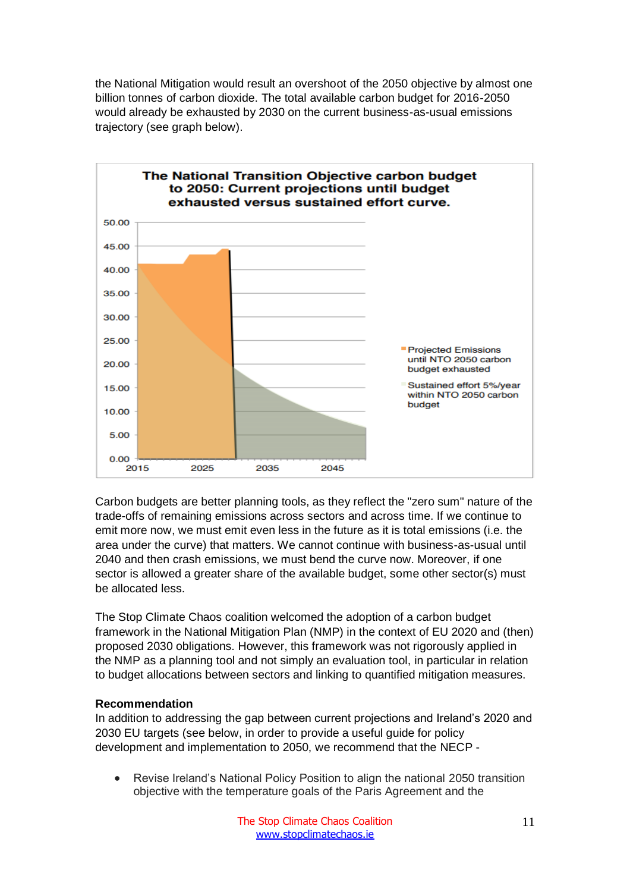the National Mitigation would result an overshoot of the 2050 objective by almost one billion tonnes of carbon dioxide. The total available carbon budget for 2016-2050 would already be exhausted by 2030 on the current business-as-usual emissions trajectory (see graph below).

**The National Transition Objective carbon budget to 2050: Current projections until budget exhausted versus sustained effort curve.**

Carbon budgets are better planning tools, as they reflect the "zero sum" nature of the trade-offs of remaining emissions across sectors and across time. If we continue to emit more now, we must emit even less in the future as it is total emissions (i.e. the area under the curve) that matters. We cannot continue with business-as-usual until 2040 and then crash emissions, we must bend the curve now. Moreover, if one sector is allowed a greater share of the available budget, some other sector(s) must be allocated less.

The Stop Climate Chaos coalition welcomed the adoption of a carbon budget framework in the National Mitigation Plan (NMP) in the context of EU 2020 and (then) proposed 2030 obligations. However, this framework was not rigorously applied in the NMP as a planning tool and not simply an evaluation tool, in particular in relation to budget allocations between sectors and linking to quantified mitigation measures.

**Recommendation**

In addition to addressing the gap between current projections and Ireland's 2020 and 2030 EU targets (see below, in order to provide a useful guide for policy development and implementation to 2050, we recommend that the NECP -

- Revise Ireland's National Policy Position to align the national 2050 transition objective with the temperature goals of the Paris Agreement and the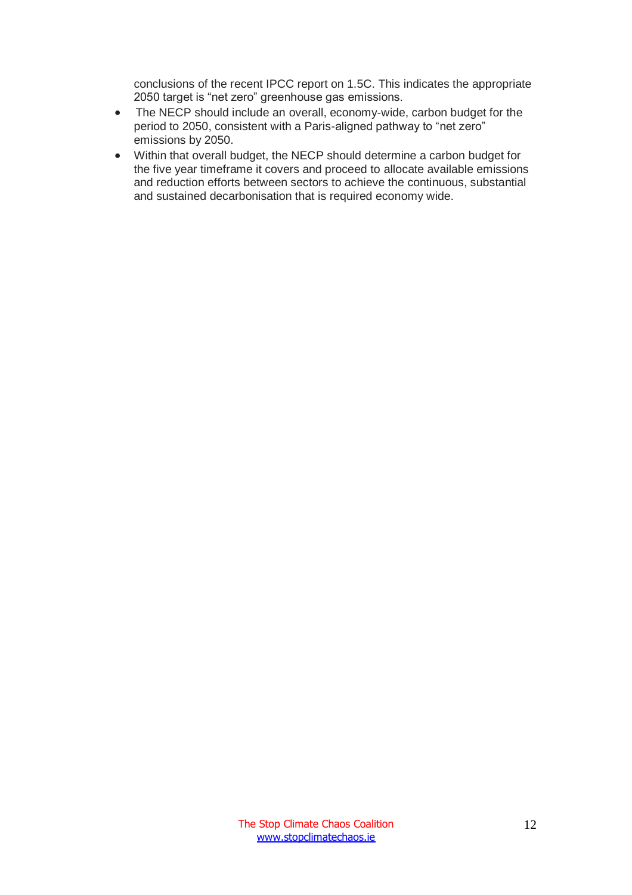conclusions of the recent IPCC report on 1.5C. This indicates the appropriate 2050 target is “net zero” greenhouse gas emissions.

- The NECP should include an overall, economy-wide, carbon budget for the period to 2050, consistent with a Paris-aligned pathway to “net zero” emissions by 2050.
- Within that overall budget, the NECP should determine a carbon budget for the five year timeframe it covers and proceed to allocate available emissions and reduction efforts between sectors to achieve the continuous, substantial and sustained decarbonisation that is required economy wide.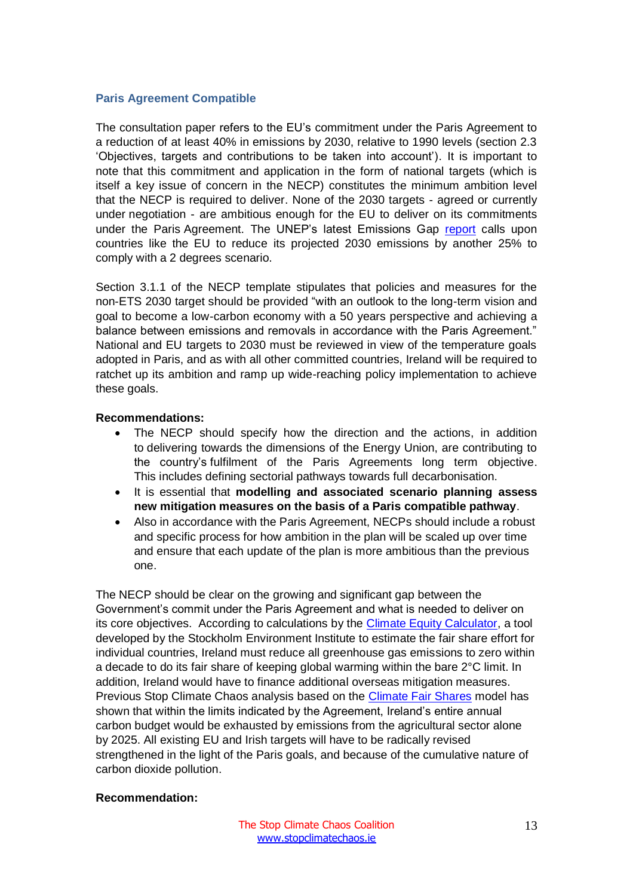### Paris Agreement Compatible

The consultation paper refers to the EU's commitment under the Paris Agreement to a reduction of at least 40% in emissions by 2030, relative to 1990 levels (section 2.3 'Objectives, targets and contributions to be taken into account'). It is important to note that this commitment and application in the form of national targets (which is itself a key issue of concern in the NECP) constitutes the minimum ambition level that the NECP is required to deliver. None of the 2030 targets - agreed or currently under negotiation - are ambitious enough for the EU to deliver on its commitments under the Paris Agreement. The UNEP's latest Emissions Gap report calls upon countries like the EU to reduce its projected 2030 emissions by another 25% to comply with a 2 degrees scenario.

Section 3.1.1 of the NECP template stipulates that policies and measures for the non-ETS 2030 target should be provided "with an outlook to the long-term vision and goal to become a low-carbon economy with a 50 years perspective and achieving a balance between emissions and removals in accordance with the Paris Agreement." National and EU targets to 2030 must be reviewed in view of the temperature goals adopted in Paris, and as with all other committed countries, Ireland will be required to ratchet up its ambition and ramp up wide-reaching policy implementation to achieve these goals.

**Recommendations:**

- The NECP should specify how the direction and the actions, in addition to delivering towards the dimensions of the Energy Union, are contributing to the country's fulfilment of the Paris Agreements long term objective. This includes defining sectorial pathways towards full decarbonisation.
- It is essential that **modelling and associated scenario planning assess new mitigation measures on the basis of a Paris compatible pathway**.
- Also in accordance with the Paris Agreement, NECPs should include a robust and specific process for how ambition in the plan will be scaled up over time and ensure that each update of the plan is more ambitious than the previous one.

The NECP should be clear on the growing and significant gap between the Government's commit under the Paris Agreement and what is needed to deliver on its core objectives. According to calculations by the Climate Equity Calculator, a tool developed by the Stockholm Environment Institute to estimate the fair share effort for individual countries, Ireland must reduce all greenhouse gas emissions to zero within a decade to do its fair share of keeping global warming within the bare 2°C limit. In addition, Ireland would have to finance additional overseas mitigation measures. Previous Stop Climate Chaos analysis based on the Climate Fair Shares model has shown that within the limits indicated by the Agreement, Ireland's entire annual carbon budget would be exhausted by emissions from the agricultural sector alone by 2025. All existing EU and Irish targets will have to be radically revised strengthened in the light of the Paris goals, and because of the cumulative nature of carbon dioxide pollution.

**Recommendation:**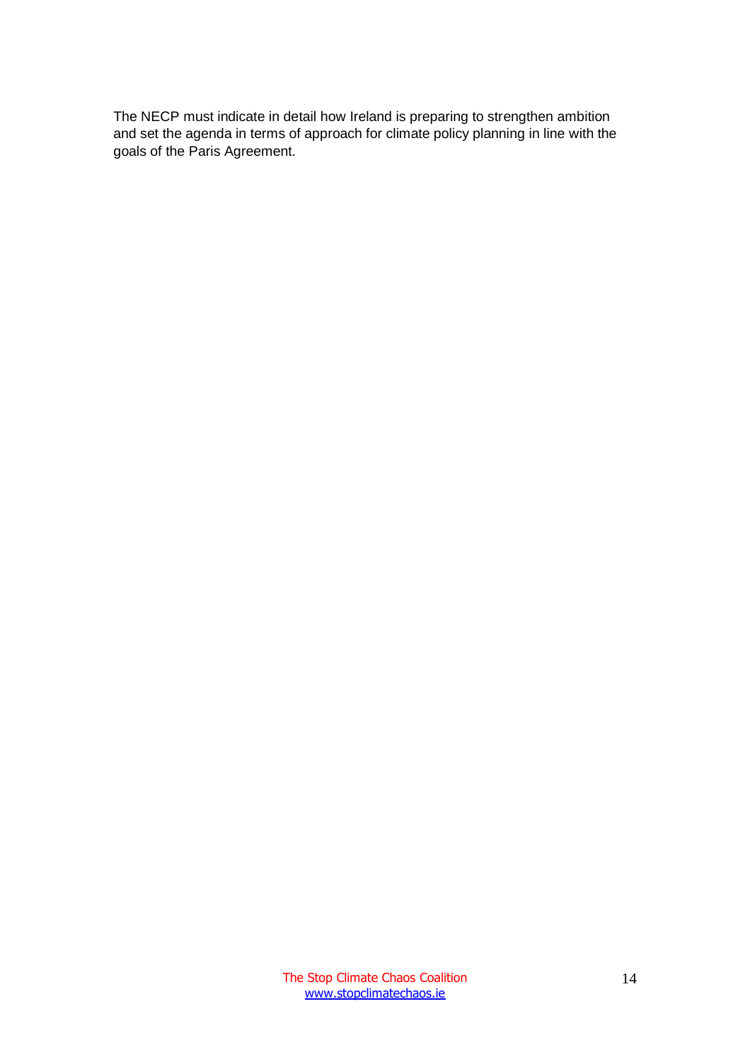The NECP must indicate in detail how Ireland is preparing to strengthen ambition and set the agenda in terms of approach for climate policy planning in line with the goals of the Paris Agreement.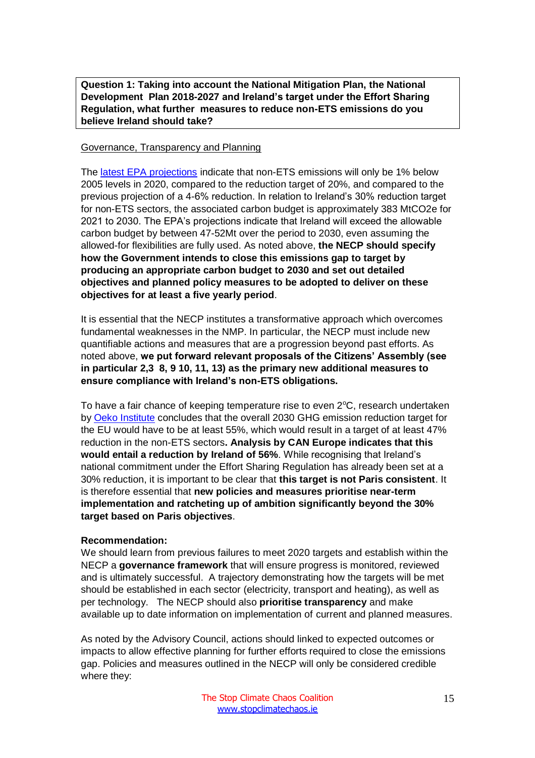**Question 1: Taking into account the National Mitigation Plan, the National Development Plan 2018-2027 and Ireland's target under the Effort Sharing Regulation, what further measures to reduce non-ETS emissions do you believe Ireland should take?**

Governance, Transparency and Planning

The latest EPA projections indicate that non-ETS emissions will only be 1% below 2005 levels in 2020, compared to the reduction target of 20%, and compared to the previous projection of a 4-6% reduction. In relation to Ireland's 30% reduction target for non-ETS sectors, the associated carbon budget is approximately 383 MtCO2e for 2021 to 2030. The EPA's projections indicate that Ireland will exceed the allowable carbon budget by between 47-52Mt over the period to 2030, even assuming the allowed-for flexibilities are fully used. As noted above, **the NECP should specify how the Government intends to close this emissions gap to target by producing an appropriate carbon budget to 2030 and set out detailed objectives and planned policy measures to be adopted to deliver on these objectives for at least a five yearly period**.

It is essential that the NECP institutes a transformative approach which overcomes fundamental weaknesses in the NMP. In particular, the NECP must include new quantifiable actions and measures that are a progression beyond past efforts. As noted above, **we put forward relevant proposals of the Citizens' Assembly (see in particular 2,3 8, 9 10, 11, 13) as the primary new additional measures to ensure compliance with Ireland's non-ETS obligations.**

To have a fair chance of keeping temperature rise to even 2$^{o}$C, research undertaken by Oeko Institute concludes that the overall 2030 GHG emission reduction target for the EU would have to be at least 55%, which would result in a target of at least 47% reduction in the non-ETS sectors**. Analysis by CAN Europe indicates that this would entail a reduction by Ireland of 56%**. While recognising that Ireland's national commitment under the Effort Sharing Regulation has already been set at a 30% reduction, it is important to be clear that **this target is not Paris consistent**. It is therefore essential that **new policies and measures prioritise near-term implementation and ratcheting up of ambition significantly beyond the 30% target based on Paris objectives**.

**Recommendation:**
We should learn from previous failures to meet 2020 targets and establish within the NECP a **governance framework** that will ensure progress is monitored, reviewed and is ultimately successful. A trajectory demonstrating how the targets will be met should be established in each sector (electricity, transport and heating), as well as per technology. The NECP should also **prioritise transparency** and make available up to date information on implementation of current and planned measures.

As noted by the Advisory Council, actions should linked to expected outcomes or impacts to allow effective planning for further efforts required to close the emissions gap. Policies and measures outlined in the NECP will only be considered credible where they: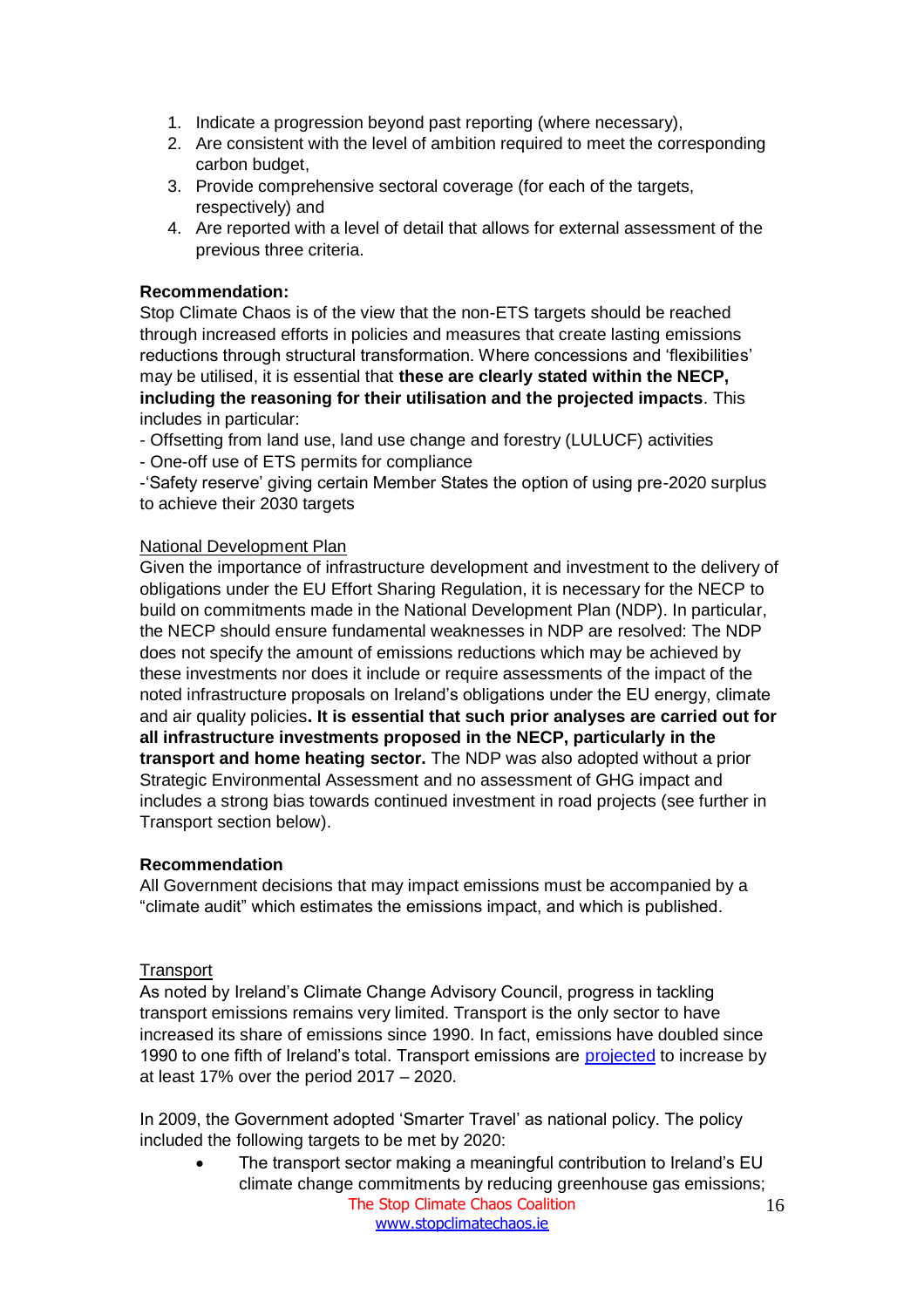1. Indicate a progression beyond past reporting (where necessary),
2. Are consistent with the level of ambition required to meet the corresponding carbon budget,
3. Provide comprehensive sectoral coverage (for each of the targets, respectively) and
4. Are reported with a level of detail that allows for external assessment of the previous three criteria.

**Recommendation:**
Stop Climate Chaos is of the view that the non-ETS targets should be reached through increased efforts in policies and measures that create lasting emissions reductions through structural transformation. Where concessions and 'flexibilities' may be utilised, it is essential that **these are clearly stated within the NECP, including the reasoning for their utilisation and the projected impacts**. This includes in particular:
- Offsetting from land use, land use change and forestry (LULUCF) activities
- One-off use of ETS permits for compliance
-'Safety reserve' giving certain Member States the option of using pre-2020 surplus to achieve their 2030 targets

National Development Plan

Given the importance of infrastructure development and investment to the delivery of obligations under the EU Effort Sharing Regulation, it is necessary for the NECP to build on commitments made in the National Development Plan (NDP). In particular, the NECP should ensure fundamental weaknesses in NDP are resolved: The NDP does not specify the amount of emissions reductions which may be achieved by these investments nor does it include or require assessments of the impact of the noted infrastructure proposals on Ireland's obligations under the EU energy, climate and air quality policies**. It is essential that such prior analyses are carried out for all infrastructure investments proposed in the NECP, particularly in the transport and home heating sector.** The NDP was also adopted without a prior Strategic Environmental Assessment and no assessment of GHG impact and includes a strong bias towards continued investment in road projects (see further in Transport section below).

**Recommendation**
All Government decisions that may impact emissions must be accompanied by a "climate audit" which estimates the emissions impact, and which is published.

Transport

As noted by Ireland's Climate Change Advisory Council, progress in tackling transport emissions remains very limited. Transport is the only sector to have increased its share of emissions since 1990. In fact, emissions have doubled since 1990 to one fifth of Ireland's total. Transport emissions are projected to increase by at least 17% over the period 2017 – 2020.

In 2009, the Government adopted 'Smarter Travel' as national policy. The policy included the following targets to be met by 2020:

- The transport sector making a meaningful contribution to Ireland's EU climate change commitments by reducing greenhouse gas emissions;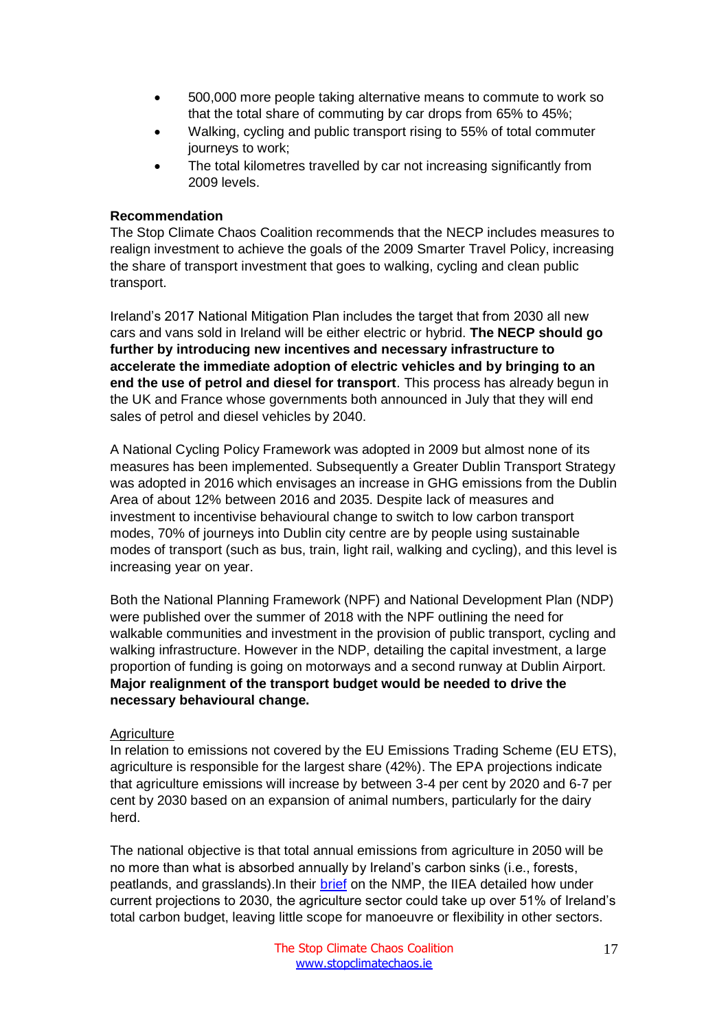- 500,000 more people taking alternative means to commute to work so that the total share of commuting by car drops from 65% to 45%;
- Walking, cycling and public transport rising to 55% of total commuter journeys to work;
- The total kilometres travelled by car not increasing significantly from 2009 levels.

**Recommendation**
The Stop Climate Chaos Coalition recommends that the NECP includes measures to realign investment to achieve the goals of the 2009 Smarter Travel Policy, increasing the share of transport investment that goes to walking, cycling and clean public transport.

Ireland's 2017 National Mitigation Plan includes the target that from 2030 all new cars and vans sold in Ireland will be either electric or hybrid. **The NECP should go further by introducing new incentives and necessary infrastructure to accelerate the immediate adoption of electric vehicles and by bringing to an end the use of petrol and diesel for transport**. This process has already begun in the UK and France whose governments both announced in July that they will end sales of petrol and diesel vehicles by 2040.

A National Cycling Policy Framework was adopted in 2009 but almost none of its measures has been implemented. Subsequently a Greater Dublin Transport Strategy was adopted in 2016 which envisages an increase in GHG emissions from the Dublin Area of about 12% between 2016 and 2035. Despite lack of measures and investment to incentivise behavioural change to switch to low carbon transport modes, 70% of journeys into Dublin city centre are by people using sustainable modes of transport (such as bus, train, light rail, walking and cycling), and this level is increasing year on year.

Both the National Planning Framework (NPF) and National Development Plan (NDP) were published over the summer of 2018 with the NPF outlining the need for walkable communities and investment in the provision of public transport, cycling and walking infrastructure. However in the NDP, detailing the capital investment, a large proportion of funding is going on motorways and a second runway at Dublin Airport. **Major realignment of the transport budget would be needed to drive the necessary behavioural change.**

Agriculture

In relation to emissions not covered by the EU Emissions Trading Scheme (EU ETS), agriculture is responsible for the largest share (42%). The EPA projections indicate that agriculture emissions will increase by between 3-4 per cent by 2020 and 6-7 per cent by 2030 based on an expansion of animal numbers, particularly for the dairy herd.

The national objective is that total annual emissions from agriculture in 2050 will be no more than what is absorbed annually by Ireland's carbon sinks (i.e., forests, peatlands, and grasslands).In their brief on the NMP, the IIEA detailed how under current projections to 2030, the agriculture sector could take up over 51% of Ireland's total carbon budget, leaving little scope for manoeuvre or flexibility in other sectors.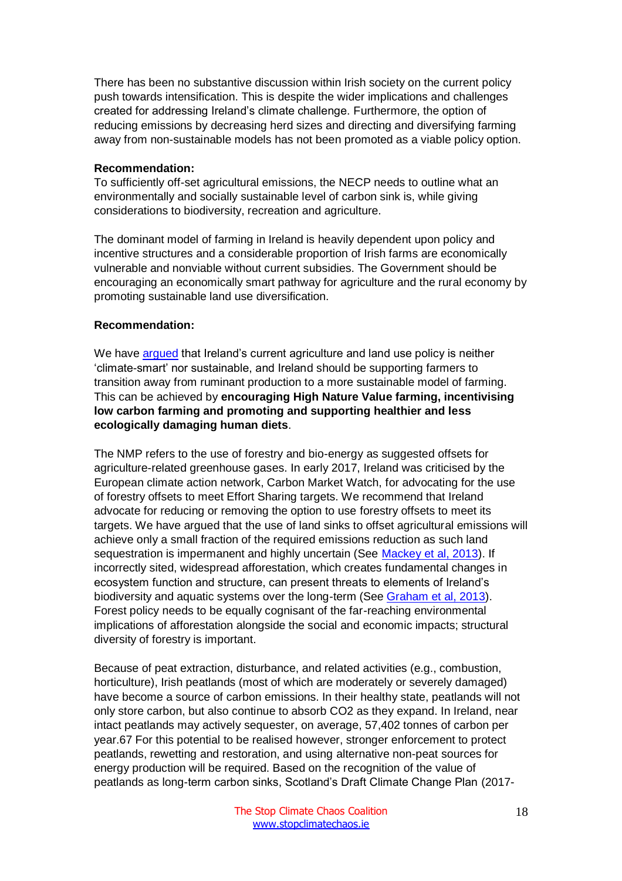There has been no substantive discussion within Irish society on the current policy push towards intensification. This is despite the wider implications and challenges created for addressing Ireland's climate challenge. Furthermore, the option of reducing emissions by decreasing herd sizes and directing and diversifying farming away from non-sustainable models has not been promoted as a viable policy option.

**Recommendation:**
To sufficiently off-set agricultural emissions, the NECP needs to outline what an environmentally and socially sustainable level of carbon sink is, while giving considerations to biodiversity, recreation and agriculture.

The dominant model of farming in Ireland is heavily dependent upon policy and incentive structures and a considerable proportion of Irish farms are economically vulnerable and nonviable without current subsidies. The Government should be encouraging an economically smart pathway for agriculture and the rural economy by promoting sustainable land use diversification.

**Recommendation:**

We have argued that Ireland's current agriculture and land use policy is neither 'climate-smart' nor sustainable, and Ireland should be supporting farmers to transition away from ruminant production to a more sustainable model of farming. This can be achieved by **encouraging High Nature Value farming, incentivising low carbon farming and promoting and supporting healthier and less ecologically damaging human diets**.

The NMP refers to the use of forestry and bio-energy as suggested offsets for agriculture-related greenhouse gases. In early 2017, Ireland was criticised by the European climate action network, Carbon Market Watch, for advocating for the use of forestry offsets to meet Effort Sharing targets. We recommend that Ireland advocate for reducing or removing the option to use forestry offsets to meet its targets. We have argued that the use of land sinks to offset agricultural emissions will achieve only a small fraction of the required emissions reduction as such land sequestration is impermanent and highly uncertain (See Mackey et al, 2013). If incorrectly sited, widespread afforestation, which creates fundamental changes in ecosystem function and structure, can present threats to elements of Ireland's biodiversity and aquatic systems over the long-term (See Graham et al, 2013). Forest policy needs to be equally cognisant of the far-reaching environmental implications of afforestation alongside the social and economic impacts; structural diversity of forestry is important.

Because of peat extraction, disturbance, and related activities (e.g., combustion, horticulture), Irish peatlands (most of which are moderately or severely damaged) have become a source of carbon emissions. In their healthy state, peatlands will not only store carbon, but also continue to absorb $CO_2$ as they expand. In Ireland, near intact peatlands may actively sequester, on average, 57,402 tonnes of carbon per year.[67] For this potential to be realised however, stronger enforcement to protect peatlands, rewetting and restoration, and using alternative non-peat sources for energy production will be required. Based on the recognition of the value of peatlands as long-term carbon sinks, Scotland's Draft Climate Change Plan (2017-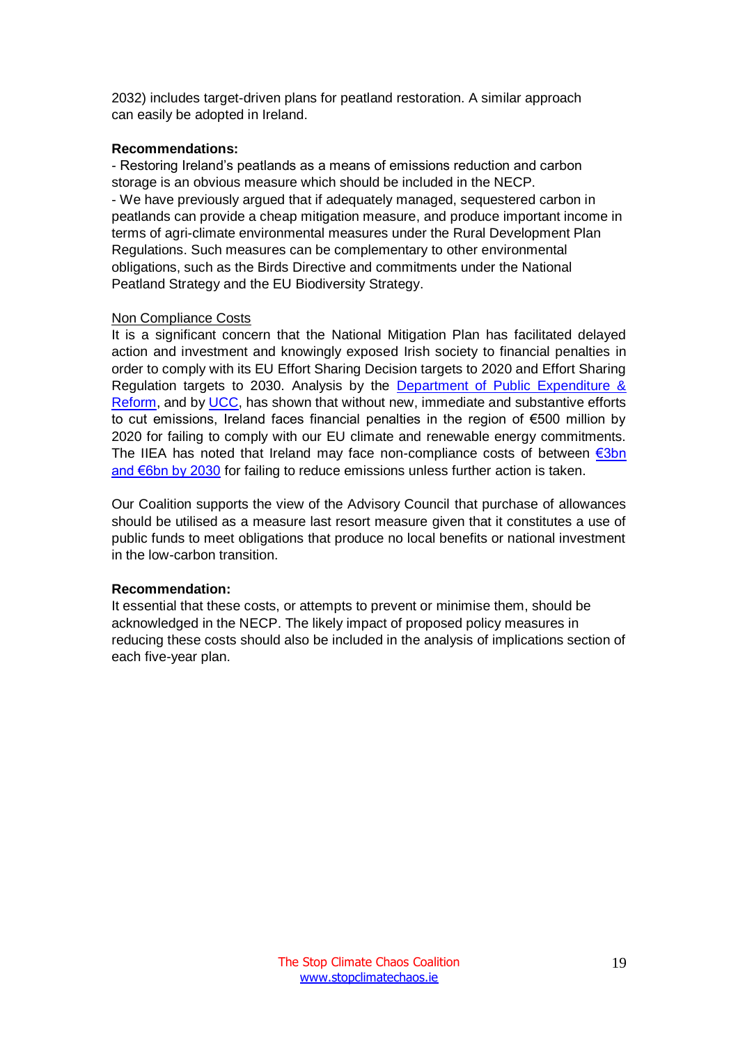2032) includes target-driven plans for peatland restoration. A similar approach can easily be adopted in Ireland.

**Recommendations:**

- Restoring Ireland's peatlands as a means of emissions reduction and carbon storage is an obvious measure which should be included in the NECP.
- We have previously argued that if adequately managed, sequestered carbon in peatlands can provide a cheap mitigation measure, and produce important income in terms of agri-climate environmental measures under the Rural Development Plan Regulations. Such measures can be complementary to other environmental obligations, such as the Birds Directive and commitments under the National Peatland Strategy and the EU Biodiversity Strategy.

Non Compliance Costs

It is a significant concern that the National Mitigation Plan has facilitated delayed action and investment and knowingly exposed Irish society to financial penalties in order to comply with its EU Effort Sharing Decision targets to 2020 and Effort Sharing Regulation targets to 2030. Analysis by the Department of Public Expenditure & Reform, and by UCC, has shown that without new, immediate and substantive efforts to cut emissions, Ireland faces financial penalties in the region of €500 million by 2020 for failing to comply with our EU climate and renewable energy commitments. The IIEA has noted that Ireland may face non-compliance costs of between €3bn and €6bn by 2030 for failing to reduce emissions unless further action is taken.

Our Coalition supports the view of the Advisory Council that purchase of allowances should be utilised as a measure last resort measure given that it constitutes a use of public funds to meet obligations that produce no local benefits or national investment in the low-carbon transition.

**Recommendation:**

It essential that these costs, or attempts to prevent or minimise them, should be acknowledged in the NECP. The likely impact of proposed policy measures in reducing these costs should also be included in the analysis of implications section of each five-year plan.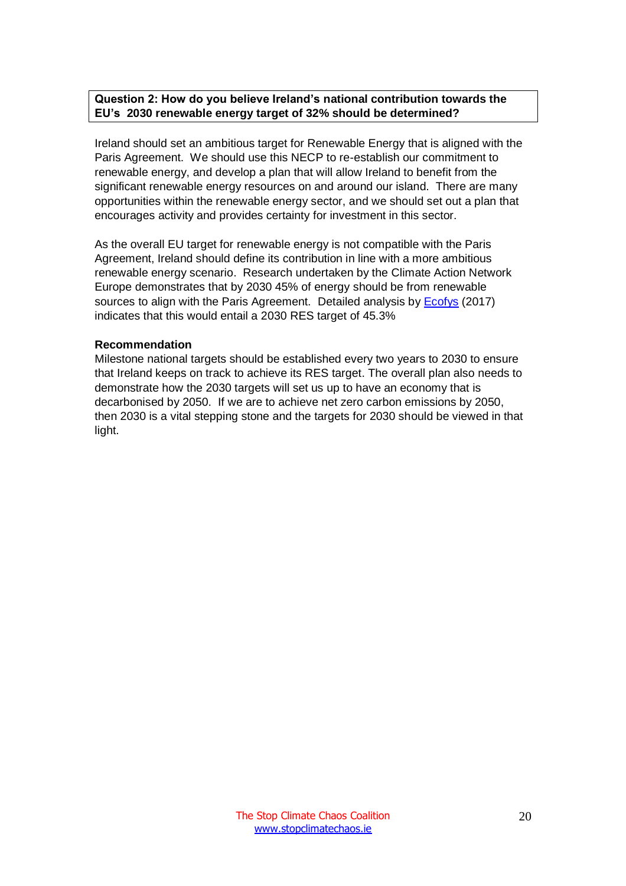**Question 2: How do you believe Ireland's national contribution towards the EU's 2030 renewable energy target of 32% should be determined?**

Ireland should set an ambitious target for Renewable Energy that is aligned with the Paris Agreement. We should use this NECP to re-establish our commitment to renewable energy, and develop a plan that will allow Ireland to benefit from the significant renewable energy resources on and around our island. There are many opportunities within the renewable energy sector, and we should set out a plan that encourages activity and provides certainty for investment in this sector.

As the overall EU target for renewable energy is not compatible with the Paris Agreement, Ireland should define its contribution in line with a more ambitious renewable energy scenario. Research undertaken by the Climate Action Network Europe demonstrates that by 2030 45% of energy should be from renewable sources to align with the Paris Agreement. Detailed analysis by Ecofys (2017) indicates that this would entail a 2030 RES target of 45.3%

**Recommendation**

Milestone national targets should be established every two years to 2030 to ensure that Ireland keeps on track to achieve its RES target. The overall plan also needs to demonstrate how the 2030 targets will set us up to have an economy that is decarbonised by 2050. If we are to achieve net zero carbon emissions by 2050, then 2030 is a vital stepping stone and the targets for 2030 should be viewed in that light.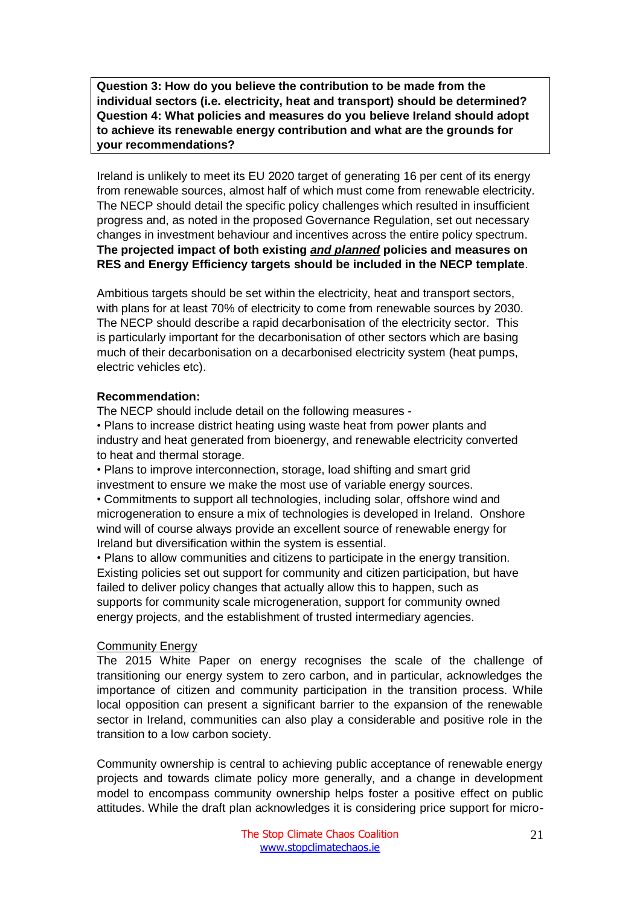**Question 3: How do you believe the contribution to be made from the individual sectors (i.e. electricity, heat and transport) should be determined?**
**Question 4: What policies and measures do you believe Ireland should adopt to achieve its renewable energy contribution and what are the grounds for your recommendations?**

Ireland is unlikely to meet its EU 2020 target of generating 16 per cent of its energy from renewable sources, almost half of which must come from renewable electricity. The NECP should detail the specific policy challenges which resulted in insufficient progress and, as noted in the proposed Governance Regulation, set out necessary changes in investment behaviour and incentives across the entire policy spectrum. **The projected impact of both existing _**and planned**_ policies and measures on RES and Energy Efficiency targets should be included in the NECP template**.

Ambitious targets should be set within the electricity, heat and transport sectors, with plans for at least 70% of electricity to come from renewable sources by 2030. The NECP should describe a rapid decarbonisation of the electricity sector. This is particularly important for the decarbonisation of other sectors which are basing much of their decarbonisation on a decarbonised electricity system (heat pumps, electric vehicles etc).

**Recommendation:**

The NECP should include detail on the following measures -

- Plans to increase district heating using waste heat from power plants and industry and heat generated from bioenergy, and renewable electricity converted to heat and thermal storage.
- Plans to improve interconnection, storage, load shifting and smart grid investment to ensure we make the most use of variable energy sources.
- Commitments to support all technologies, including solar, offshore wind and microgeneration to ensure a mix of technologies is developed in Ireland. Onshore wind will of course always provide an excellent source of renewable energy for Ireland but diversification within the system is essential.
- Plans to allow communities and citizens to participate in the energy transition. Existing policies set out support for community and citizen participation, but have failed to deliver policy changes that actually allow this to happen, such as supports for community scale microgeneration, support for community owned energy projects, and the establishment of trusted intermediary agencies.

<u>Community Energy</u>

The 2015 White Paper on energy recognises the scale of the challenge of transitioning our energy system to zero carbon, and in particular, acknowledges the importance of citizen and community participation in the transition process. While local opposition can present a significant barrier to the expansion of the renewable sector in Ireland, communities can also play a considerable and positive role in the transition to a low carbon society.

Community ownership is central to achieving public acceptance of renewable energy projects and towards climate policy more generally, and a change in development model to encompass community ownership helps foster a positive effect on public attitudes. While the draft plan acknowledges it is considering price support for micro-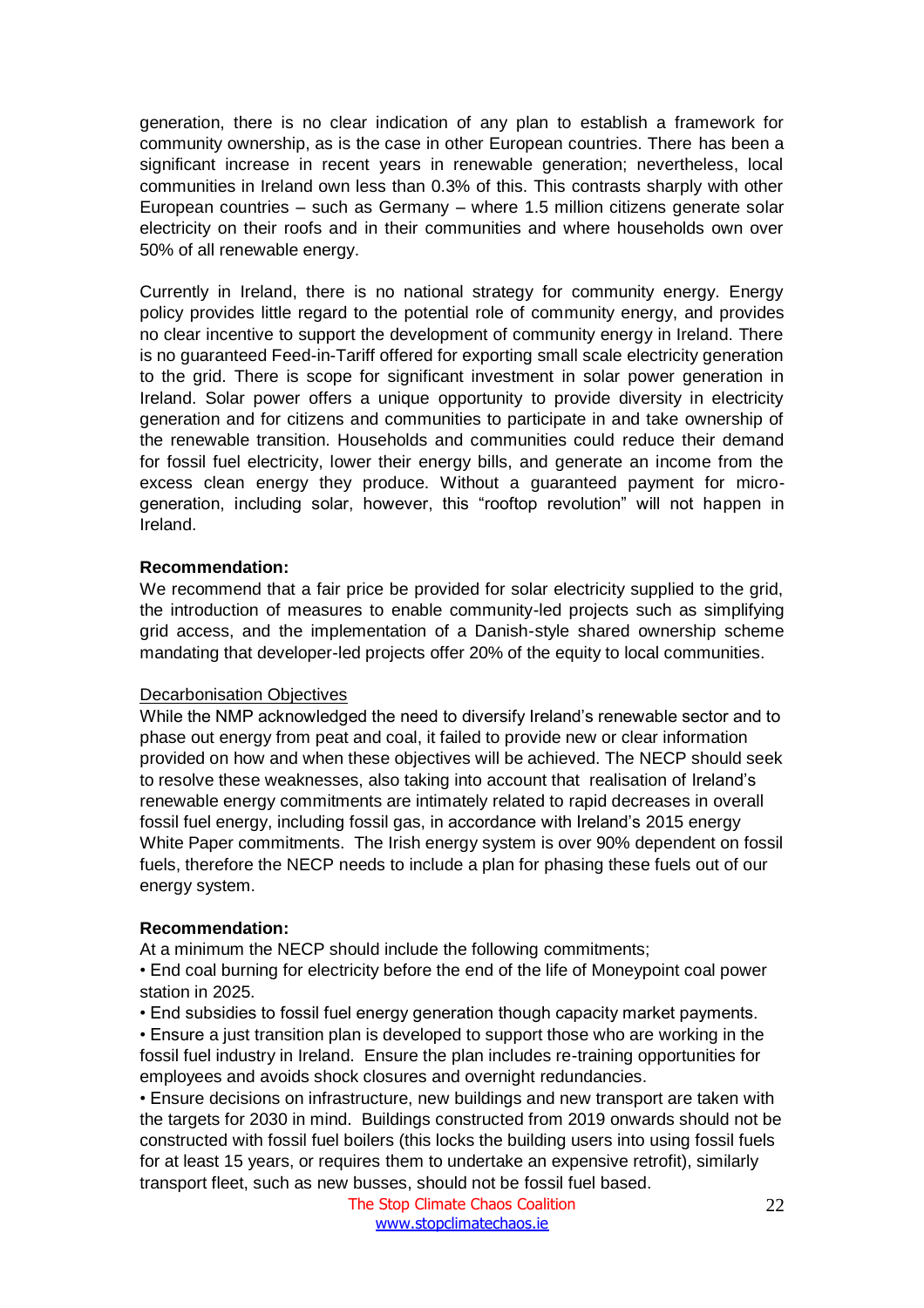generation, there is no clear indication of any plan to establish a framework for community ownership, as is the case in other European countries. There has been a significant increase in recent years in renewable generation; nevertheless, local communities in Ireland own less than 0.3% of this. This contrasts sharply with other European countries – such as Germany – where 1.5 million citizens generate solar electricity on their roofs and in their communities and where households own over 50% of all renewable energy.

Currently in Ireland, there is no national strategy for community energy. Energy policy provides little regard to the potential role of community energy, and provides no clear incentive to support the development of community energy in Ireland. There is no guaranteed Feed-in-Tariff offered for exporting small scale electricity generation to the grid. There is scope for significant investment in solar power generation in Ireland. Solar power offers a unique opportunity to provide diversity in electricity generation and for citizens and communities to participate in and take ownership of the renewable transition. Households and communities could reduce their demand for fossil fuel electricity, lower their energy bills, and generate an income from the excess clean energy they produce. Without a guaranteed payment for micro-generation, including solar, however, this "rooftop revolution" will not happen in Ireland.

**Recommendation:**
We recommend that a fair price be provided for solar electricity supplied to the grid, the introduction of measures to enable community-led projects such as simplifying grid access, and the implementation of a Danish-style shared ownership scheme mandating that developer-led projects offer 20% of the equity to local communities.

Decarbonisation Objectives

While the NMP acknowledged the need to diversify Ireland's renewable sector and to phase out energy from peat and coal, it failed to provide new or clear information provided on how and when these objectives will be achieved. The NECP should seek to resolve these weaknesses, also taking into account that realisation of Ireland's renewable energy commitments are intimately related to rapid decreases in overall fossil fuel energy, including fossil gas, in accordance with Ireland's 2015 energy White Paper commitments. The Irish energy system is over 90% dependent on fossil fuels, therefore the NECP needs to include a plan for phasing these fuels out of our energy system.

**Recommendation:**
At a minimum the NECP should include the following commitments;

- End coal burning for electricity before the end of the life of Moneypoint coal power station in 2025.
- End subsidies to fossil fuel energy generation though capacity market payments.
- Ensure a just transition plan is developed to support those who are working in the fossil fuel industry in Ireland. Ensure the plan includes re-training opportunities for employees and avoids shock closures and overnight redundancies.
- Ensure decisions on infrastructure, new buildings and new transport are taken with the targets for 2030 in mind. Buildings constructed from 2019 onwards should not be constructed with fossil fuel boilers (this locks the building users into using fossil fuels for at least 15 years, or requires them to undertake an expensive retrofit), similarly transport fleet, such as new busses, should not be fossil fuel based.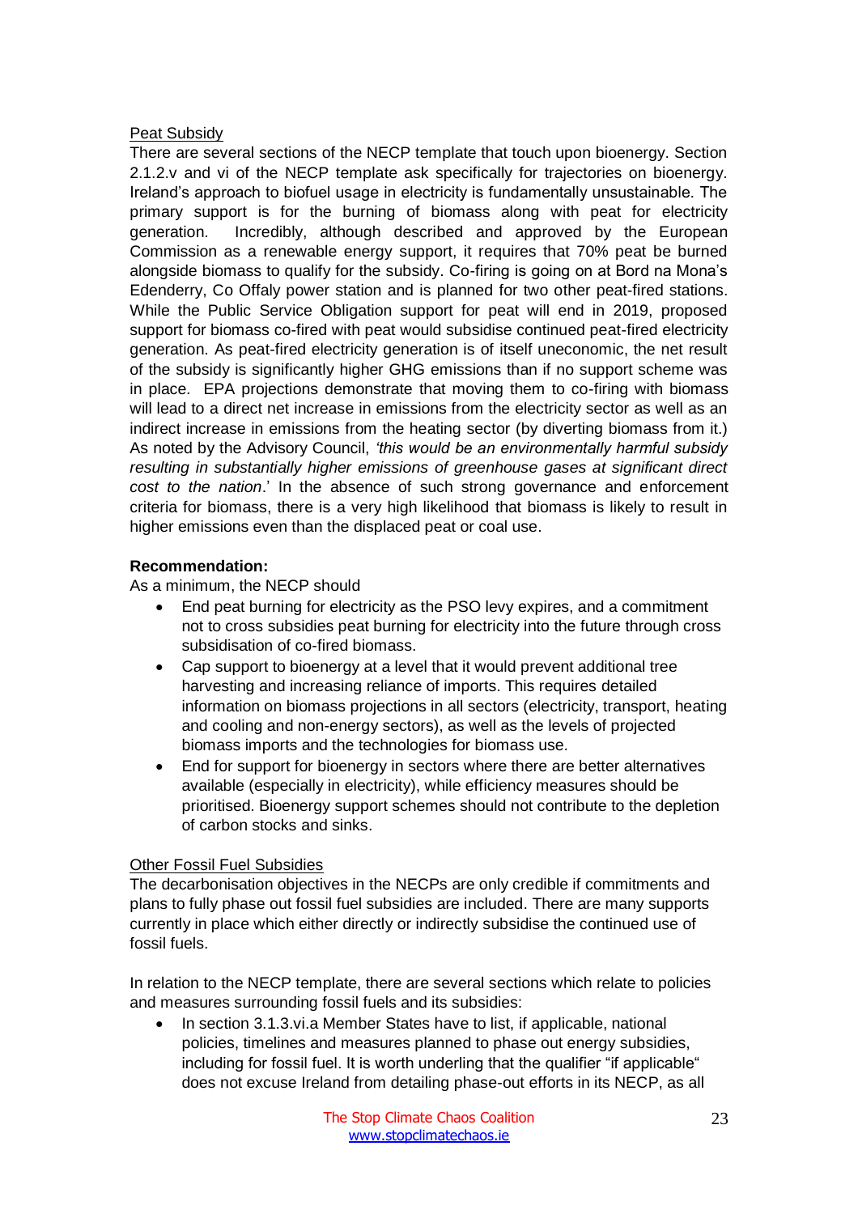Peat Subsidy

There are several sections of the NECP template that touch upon bioenergy. Section 2.1.2.v and vi of the NECP template ask specifically for trajectories on bioenergy. Ireland's approach to biofuel usage in electricity is fundamentally unsustainable. The primary support is for the burning of biomass along with peat for electricity generation. Incredibly, although described and approved by the European Commission as a renewable energy support, it requires that 70% peat be burned alongside biomass to qualify for the subsidy. Co-firing is going on at Bord na Mona's Edenderry, Co Offaly power station and is planned for two other peat-fired stations. While the Public Service Obligation support for peat will end in 2019, proposed support for biomass co-fired with peat would subsidise continued peat-fired electricity generation. As peat-fired electricity generation is of itself uneconomic, the net result of the subsidy is significantly higher GHG emissions than if no support scheme was in place. EPA projections demonstrate that moving them to co-firing with biomass will lead to a direct net increase in emissions from the electricity sector as well as an indirect increase in emissions from the heating sector (by diverting biomass from it.) As noted by the Advisory Council, *'this would be an environmentally harmful subsidy resulting in substantially higher emissions of greenhouse gases at significant direct cost to the nation*.' In the absence of such strong governance and enforcement criteria for biomass, there is a very high likelihood that biomass is likely to result in higher emissions even than the displaced peat or coal use.

**Recommendation:**

As a minimum, the NECP should

- End peat burning for electricity as the PSO levy expires, and a commitment not to cross subsidies peat burning for electricity into the future through cross subsidisation of co-fired biomass.
- Cap support to bioenergy at a level that it would prevent additional tree harvesting and increasing reliance of imports. This requires detailed information on biomass projections in all sectors (electricity, transport, heating and cooling and non-energy sectors), as well as the levels of projected biomass imports and the technologies for biomass use.
- End for support for bioenergy in sectors where there are better alternatives available (especially in electricity), while efficiency measures should be prioritised. Bioenergy support schemes should not contribute to the depletion of carbon stocks and sinks.

Other Fossil Fuel Subsidies

The decarbonisation objectives in the NECPs are only credible if commitments and plans to fully phase out fossil fuel subsidies are included. There are many supports currently in place which either directly or indirectly subsidise the continued use of fossil fuels.

In relation to the NECP template, there are several sections which relate to policies and measures surrounding fossil fuels and its subsidies:

- In section 3.1.3.vi.a Member States have to list, if applicable, national policies, timelines and measures planned to phase out energy subsidies, including for fossil fuel. It is worth underling that the qualifier "if applicable" does not excuse Ireland from detailing phase-out efforts in its NECP, as all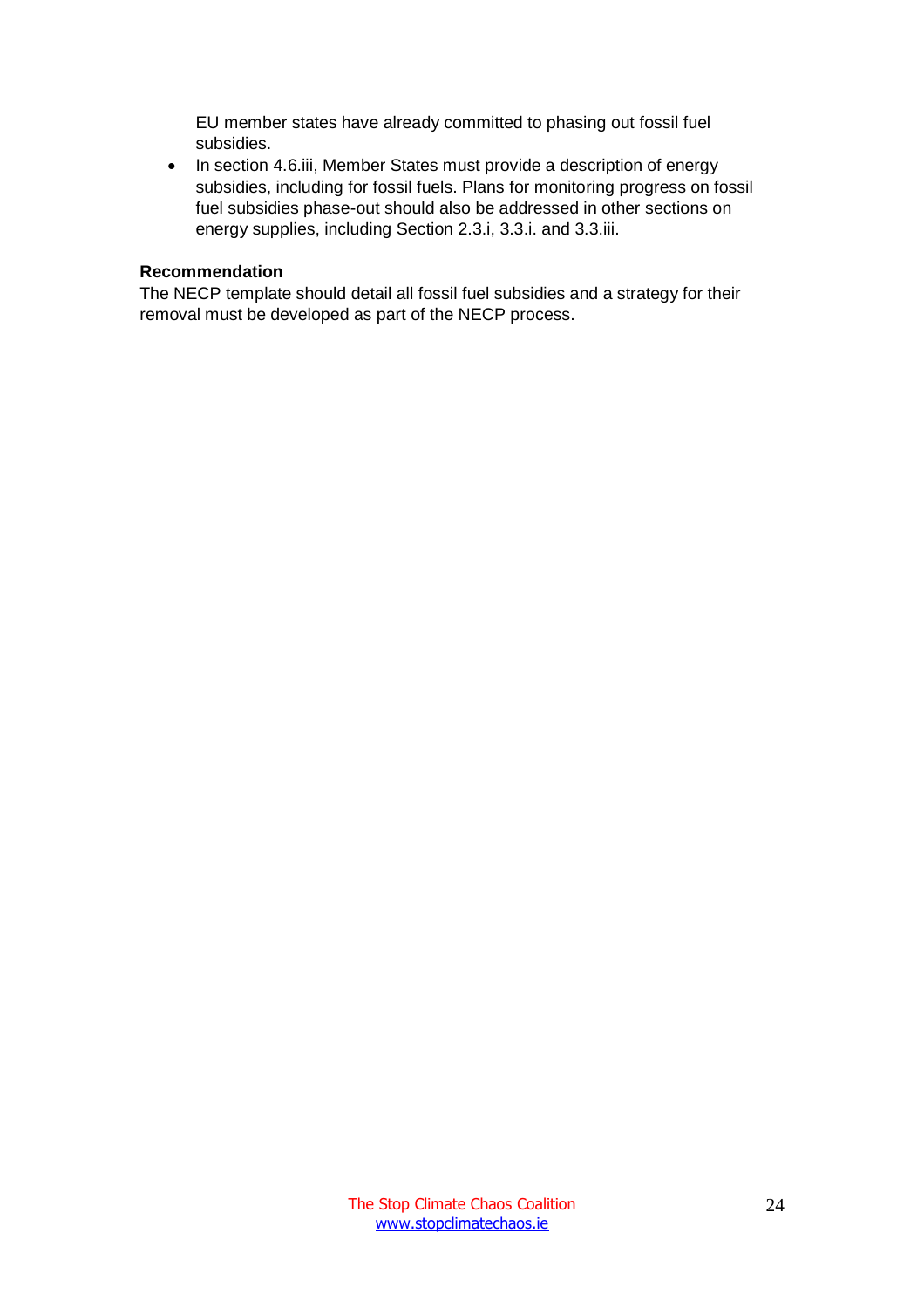EU member states have already committed to phasing out fossil fuel subsidies.

- In section 4.6.iii, Member States must provide a description of energy subsidies, including for fossil fuels. Plans for monitoring progress on fossil fuel subsidies phase-out should also be addressed in other sections on energy supplies, including Section 2.3.i, 3.3.i. and 3.3.iii.

**Recommendation**

The NECP template should detail all fossil fuel subsidies and a strategy for their removal must be developed as part of the NECP process.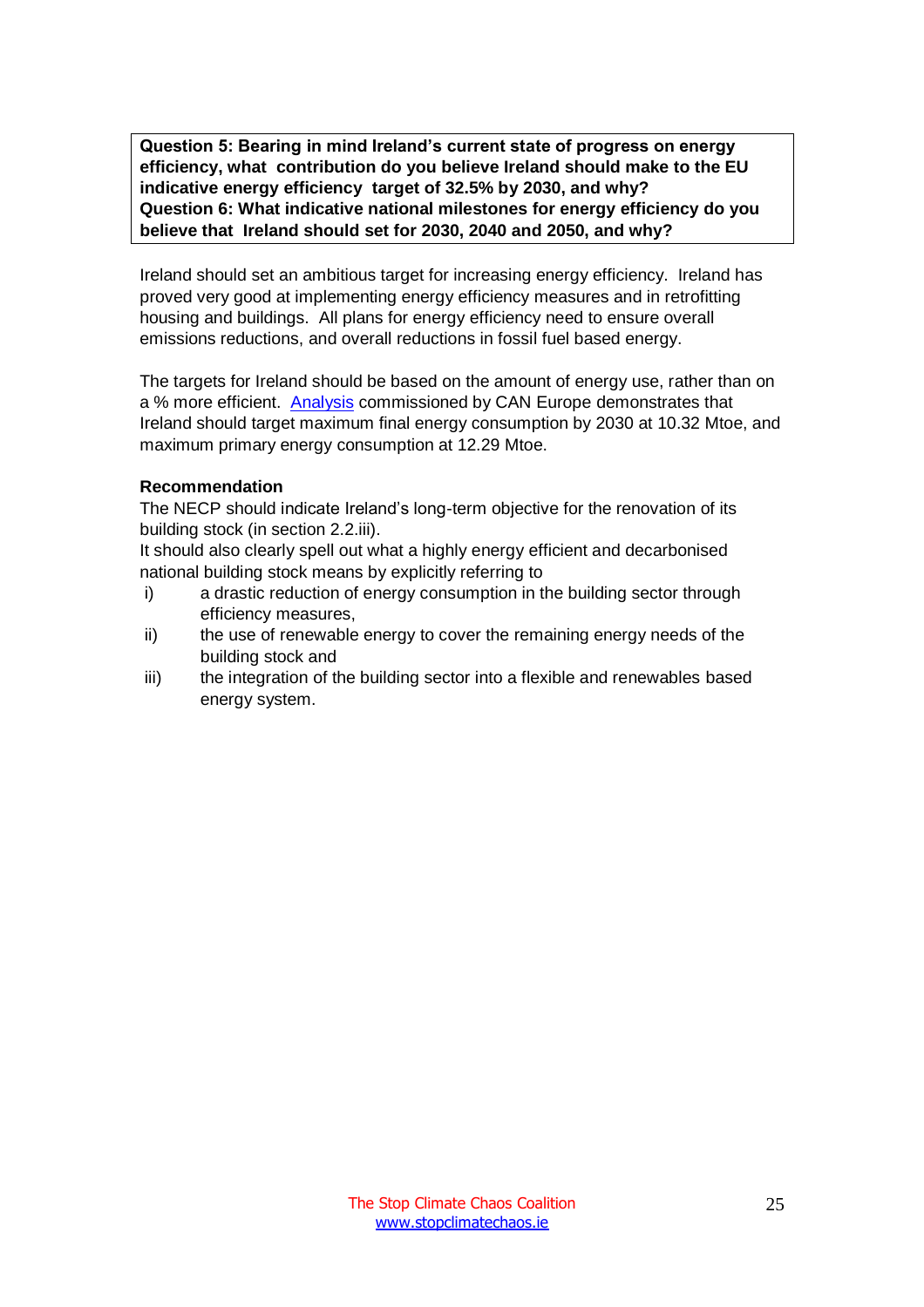**Question 5: Bearing in mind Ireland's current state of progress on energy efficiency, what contribution do you believe Ireland should make to the EU indicative energy efficiency target of 32.5% by 2030, and why?**
**Question 6: What indicative national milestones for energy efficiency do you believe that Ireland should set for 2030, 2040 and 2050, and why?**

Ireland should set an ambitious target for increasing energy efficiency. Ireland has proved very good at implementing energy efficiency measures and in retrofitting housing and buildings. All plans for energy efficiency need to ensure overall emissions reductions, and overall reductions in fossil fuel based energy.

The targets for Ireland should be based on the amount of energy use, rather than on a % more efficient. Analysis commissioned by CAN Europe demonstrates that Ireland should target maximum final energy consumption by 2030 at 10.32 Mtoe, and maximum primary energy consumption at 12.29 Mtoe.

**Recommendation**

The NECP should indicate Ireland's long-term objective for the renovation of its building stock (in section 2.2.iii).

It should also clearly spell out what a highly energy efficient and decarbonised national building stock means by explicitly referring to

i) a drastic reduction of energy consumption in the building sector through efficiency measures,
ii) the use of renewable energy to cover the remaining energy needs of the building stock and
iii) the integration of the building sector into a flexible and renewables based energy system.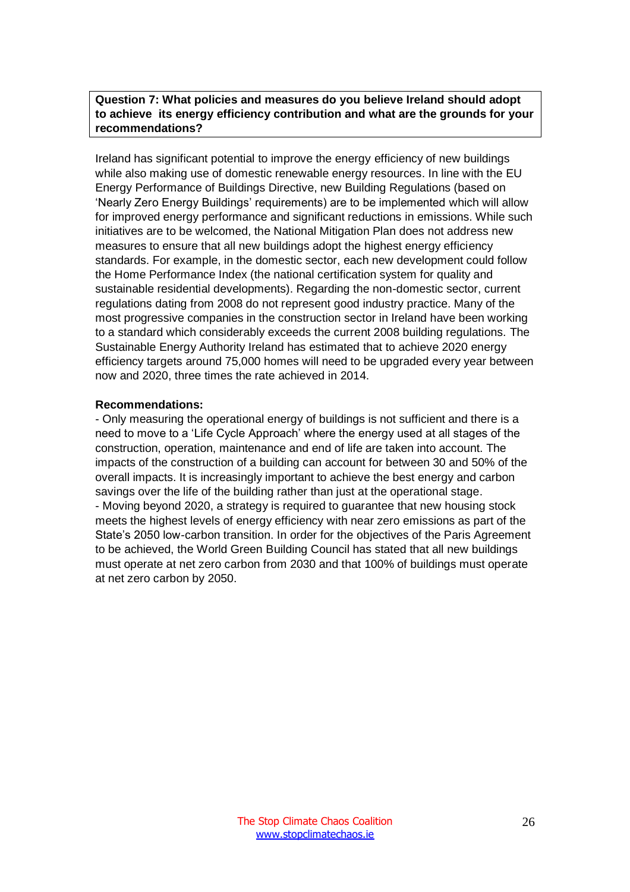**Question 7: What policies and measures do you believe Ireland should adopt to achieve its energy efficiency contribution and what are the grounds for your recommendations?**

Ireland has significant potential to improve the energy efficiency of new buildings while also making use of domestic renewable energy resources. In line with the EU Energy Performance of Buildings Directive, new Building Regulations (based on 'Nearly Zero Energy Buildings' requirements) are to be implemented which will allow for improved energy performance and significant reductions in emissions. While such initiatives are to be welcomed, the National Mitigation Plan does not address new measures to ensure that all new buildings adopt the highest energy efficiency standards. For example, in the domestic sector, each new development could follow the Home Performance Index (the national certification system for quality and sustainable residential developments). Regarding the non-domestic sector, current regulations dating from 2008 do not represent good industry practice. Many of the most progressive companies in the construction sector in Ireland have been working to a standard which considerably exceeds the current 2008 building regulations. The Sustainable Energy Authority Ireland has estimated that to achieve 2020 energy efficiency targets around 75,000 homes will need to be upgraded every year between now and 2020, three times the rate achieved in 2014.

**Recommendations:**

- Only measuring the operational energy of buildings is not sufficient and there is a need to move to a 'Life Cycle Approach' where the energy used at all stages of the construction, operation, maintenance and end of life are taken into account. The impacts of the construction of a building can account for between 30 and 50% of the overall impacts. It is increasingly important to achieve the best energy and carbon savings over the life of the building rather than just at the operational stage.
- Moving beyond 2020, a strategy is required to guarantee that new housing stock meets the highest levels of energy efficiency with near zero emissions as part of the State's 2050 low-carbon transition. In order for the objectives of the Paris Agreement to be achieved, the World Green Building Council has stated that all new buildings must operate at net zero carbon from 2030 and that 100% of buildings must operate at net zero carbon by 2050.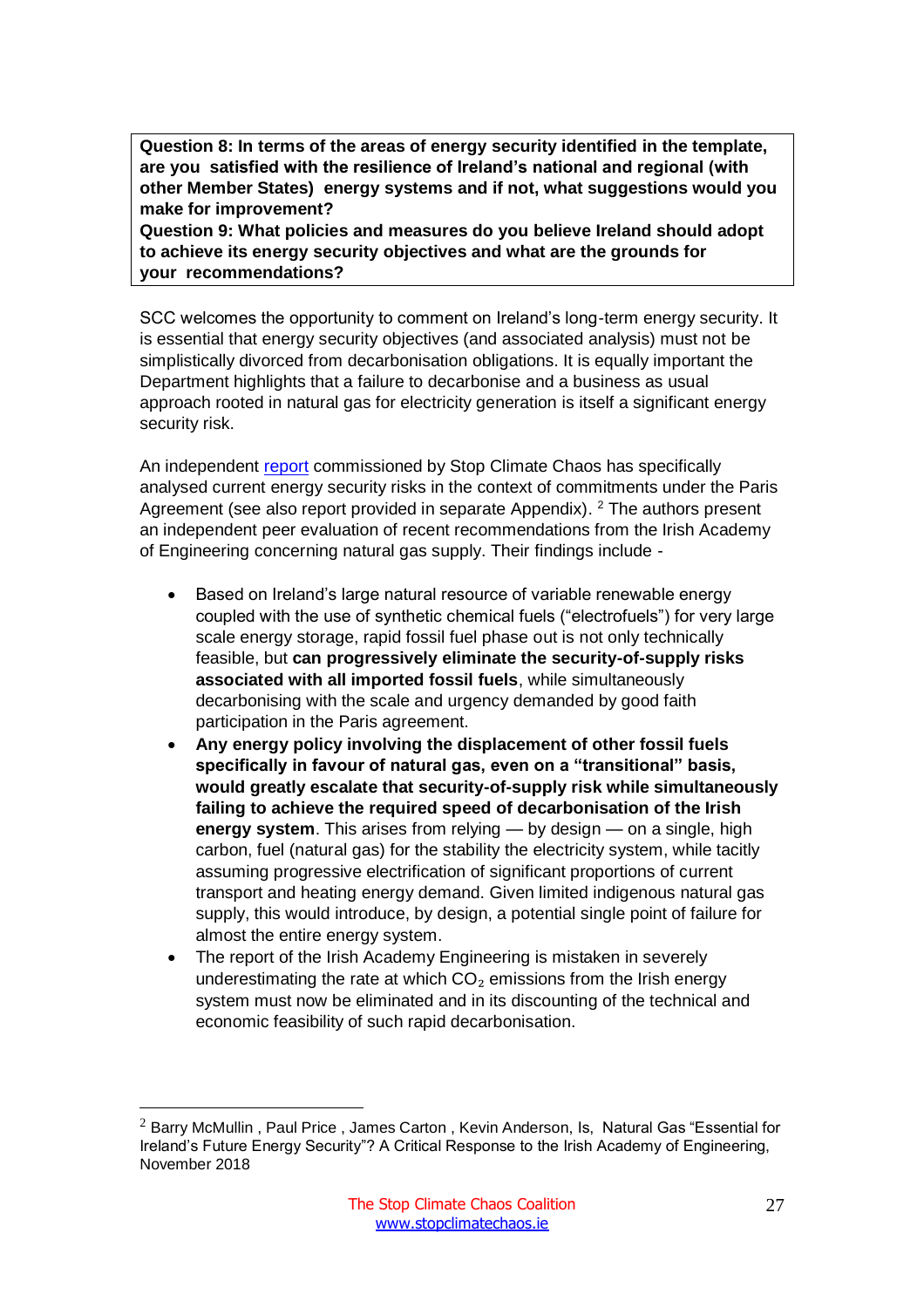**Question 8: In terms of the areas of energy security identified in the template, are you satisfied with the resilience of Ireland's national and regional (with other Member States) energy systems and if not, what suggestions would you make for improvement?**
**Question 9: What policies and measures do you believe Ireland should adopt to achieve its energy security objectives and what are the grounds for your recommendations?**

SCC welcomes the opportunity to comment on Ireland's long-term energy security. It is essential that energy security objectives (and associated analysis) must not be simplistically divorced from decarbonisation obligations. It is equally important the Department highlights that a failure to decarbonise and a business as usual approach rooted in natural gas for electricity generation is itself a significant energy security risk.

An independent report commissioned by Stop Climate Chaos has specifically analysed current energy security risks in the context of commitments under the Paris Agreement (see also report provided in separate Appendix). [2] The authors present an independent peer evaluation of recent recommendations from the Irish Academy of Engineering concerning natural gas supply. Their findings include -

- Based on Ireland's large natural resource of variable renewable energy coupled with the use of synthetic chemical fuels ("electrofuels") for very large scale energy storage, rapid fossil fuel phase out is not only technically feasible, but **can progressively eliminate the security-of-supply risks associated with all imported fossil fuels**, while simultaneously decarbonising with the scale and urgency demanded by good faith participation in the Paris agreement.
- **Any energy policy involving the displacement of other fossil fuels specifically in favour of natural gas, even on a "transitional" basis, would greatly escalate that security-of-supply risk while simultaneously failing to achieve the required speed of decarbonisation of the Irish energy system**. This arises from relying — by design — on a single, high carbon, fuel (natural gas) for the stability the electricity system, while tacitly assuming progressive electrification of significant proportions of current transport and heating energy demand. Given limited indigenous natural gas supply, this would introduce, by design, a potential single point of failure for almost the entire energy system.
- The report of the Irish Academy Engineering is mistaken in severely underestimating the rate at which $CO_2$ emissions from the Irish energy system must now be eliminated and in its discounting of the technical and economic feasibility of such rapid decarbonisation.

[2] Barry McMullin , Paul Price , James Carton , Kevin Anderson, Is, Natural Gas "Essential for Ireland's Future Energy Security"? A Critical Response to the Irish Academy of Engineering, November 2018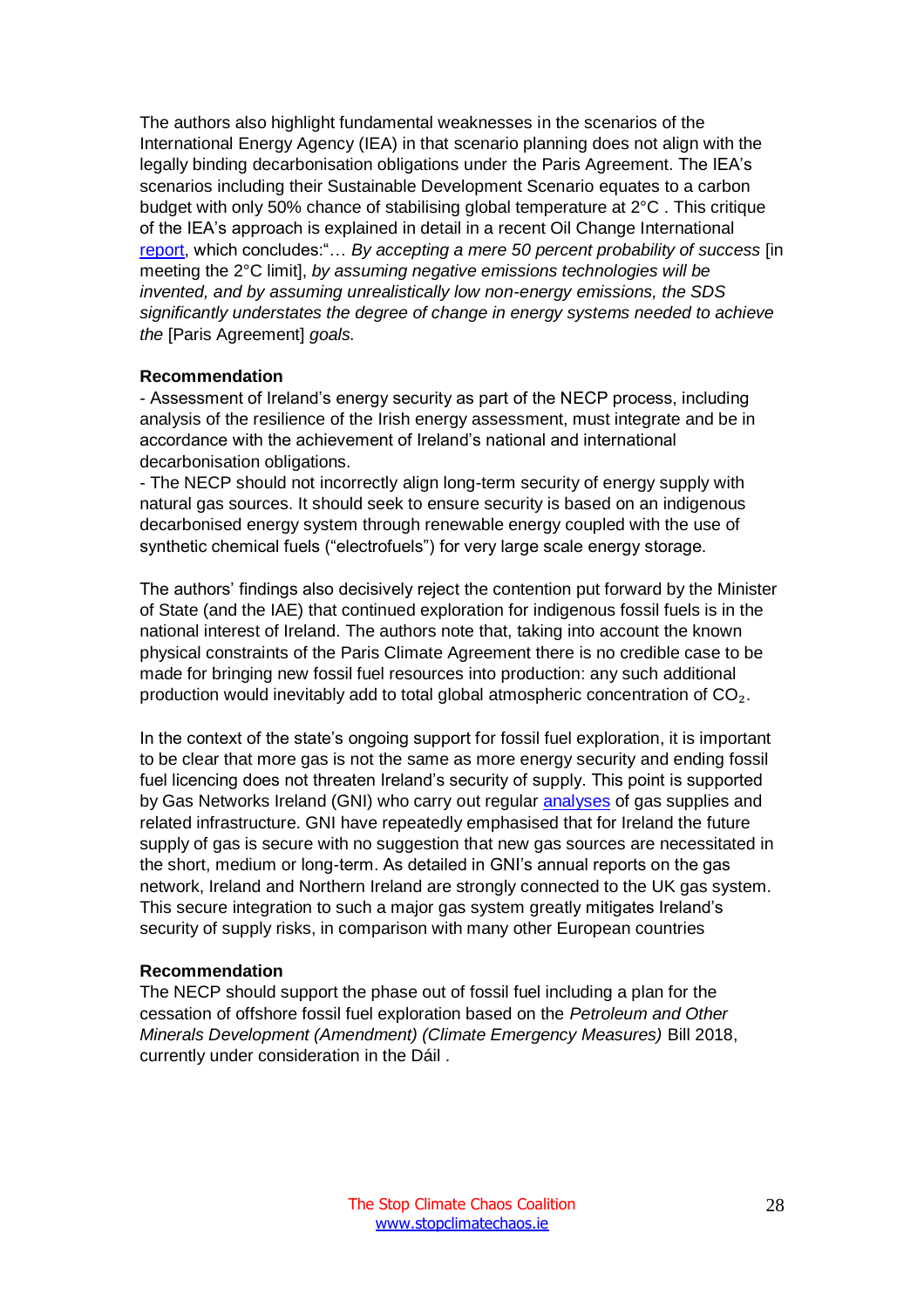The authors also highlight fundamental weaknesses in the scenarios of the International Energy Agency (IEA) in that scenario planning does not align with the legally binding decarbonisation obligations under the Paris Agreement. The IEA's scenarios including their Sustainable Development Scenario equates to a carbon budget with only 50% chance of stabilising global temperature at 2°C . This critique of the IEA's approach is explained in detail in a recent Oil Change International [report](), which concludes:"… *By accepting a mere 50 percent probability of success* [in meeting the 2°C limit], *by assuming negative emissions technologies will be invented, and by assuming unrealistically low non-energy emissions, the SDS significantly understates the degree of change in energy systems needed to achieve the* [Paris Agreement] *goals.*

**Recommendation**

- Assessment of Ireland's energy security as part of the NECP process, including analysis of the resilience of the Irish energy assessment, must integrate and be in accordance with the achievement of Ireland's national and international decarbonisation obligations.
- The NECP should not incorrectly align long-term security of energy supply with natural gas sources. It should seek to ensure security is based on an indigenous decarbonised energy system through renewable energy coupled with the use of synthetic chemical fuels ("electrofuels") for very large scale energy storage.

The authors' findings also decisively reject the contention put forward by the Minister of State (and the IAE) that continued exploration for indigenous fossil fuels is in the national interest of Ireland. The authors note that, taking into account the known physical constraints of the Paris Climate Agreement there is no credible case to be made for bringing new fossil fuel resources into production: any such additional production would inevitably add to total global atmospheric concentration of $CO_2$.

In the context of the state's ongoing support for fossil fuel exploration, it is important to be clear that more gas is not the same as more energy security and ending fossil fuel licencing does not threaten Ireland's security of supply. This point is supported by Gas Networks Ireland (GNI) who carry out regular [analyses]() of gas supplies and related infrastructure. GNI have repeatedly emphasised that for Ireland the future supply of gas is secure with no suggestion that new gas sources are necessitated in the short, medium or long-term. As detailed in GNI's annual reports on the gas network, Ireland and Northern Ireland are strongly connected to the UK gas system. This secure integration to such a major gas system greatly mitigates Ireland's security of supply risks, in comparison with many other European countries

**Recommendation**

The NECP should support the phase out of fossil fuel including a plan for the cessation of offshore fossil fuel exploration based on the *Petroleum and Other Minerals Development (Amendment) (Climate Emergency Measures)* Bill 2018, currently under consideration in the Dáil .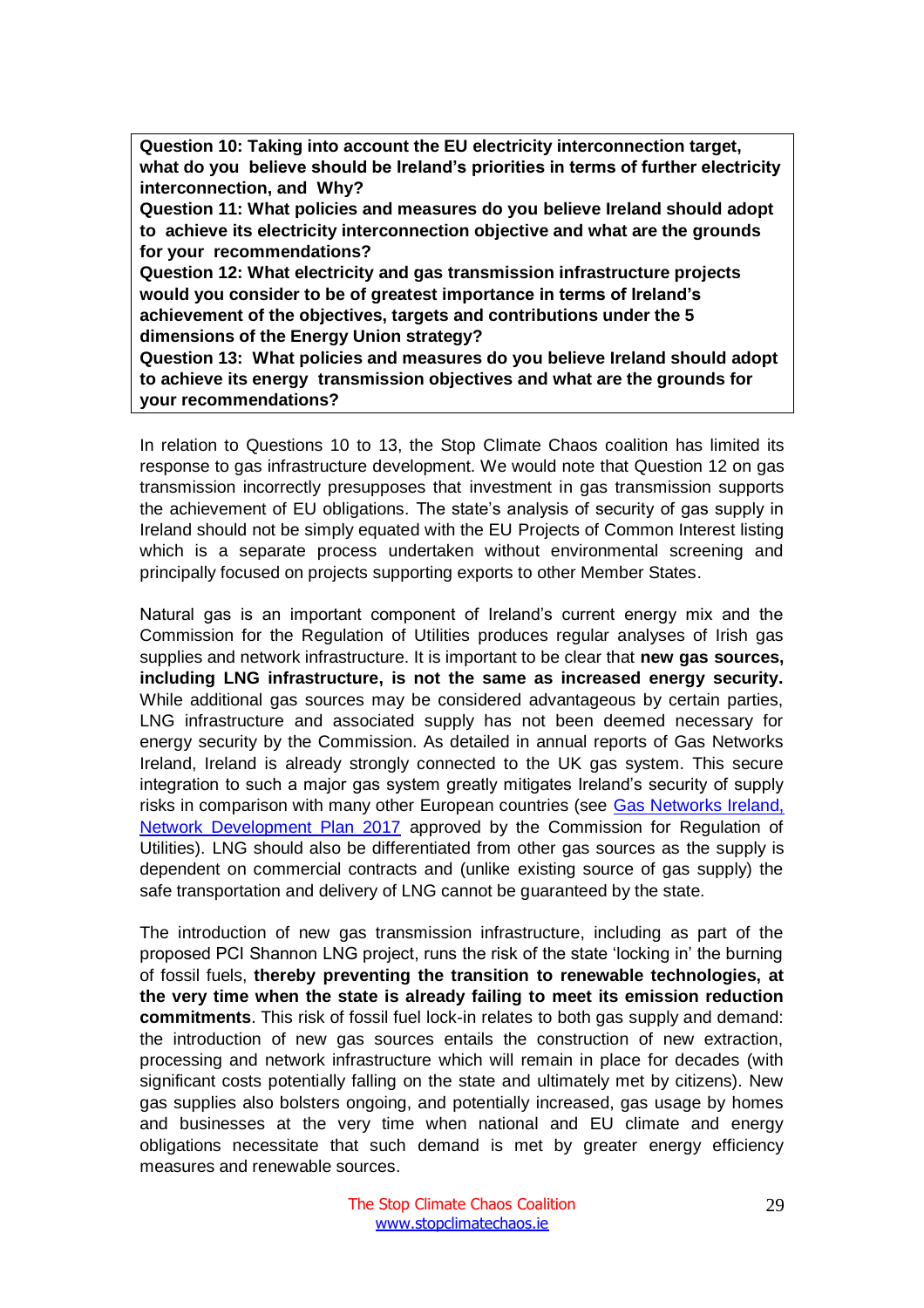**Question 10: Taking into account the EU electricity interconnection target, what do you believe should be Ireland's priorities in terms of further electricity interconnection, and Why?**
**Question 11: What policies and measures do you believe Ireland should adopt to achieve its electricity interconnection objective and what are the grounds for your recommendations?**
**Question 12: What electricity and gas transmission infrastructure projects would you consider to be of greatest importance in terms of Ireland's achievement of the objectives, targets and contributions under the 5 dimensions of the Energy Union strategy?**
**Question 13: What policies and measures do you believe Ireland should adopt to achieve its energy transmission objectives and what are the grounds for your recommendations?**

In relation to Questions 10 to 13, the Stop Climate Chaos coalition has limited its response to gas infrastructure development. We would note that Question 12 on gas transmission incorrectly presupposes that investment in gas transmission supports the achievement of EU obligations. The state's analysis of security of gas supply in Ireland should not be simply equated with the EU Projects of Common Interest listing which is a separate process undertaken without environmental screening and principally focused on projects supporting exports to other Member States.

Natural gas is an important component of Ireland's current energy mix and the Commission for the Regulation of Utilities produces regular analyses of Irish gas supplies and network infrastructure. It is important to be clear that **new gas sources, including LNG infrastructure, is not the same as increased energy security.** While additional gas sources may be considered advantageous by certain parties, LNG infrastructure and associated supply has not been deemed necessary for energy security by the Commission. As detailed in annual reports of Gas Networks Ireland, Ireland is already strongly connected to the UK gas system. This secure integration to such a major gas system greatly mitigates Ireland's security of supply risks in comparison with many other European countries (see Gas Networks Ireland, Network Development Plan 2017 approved by the Commission for Regulation of Utilities). LNG should also be differentiated from other gas sources as the supply is dependent on commercial contracts and (unlike existing source of gas supply) the safe transportation and delivery of LNG cannot be guaranteed by the state.

The introduction of new gas transmission infrastructure, including as part of the proposed PCI Shannon LNG project, runs the risk of the state 'locking in' the burning of fossil fuels, **thereby preventing the transition to renewable technologies, at the very time when the state is already failing to meet its emission reduction commitments**. This risk of fossil fuel lock-in relates to both gas supply and demand: the introduction of new gas sources entails the construction of new extraction, processing and network infrastructure which will remain in place for decades (with significant costs potentially falling on the state and ultimately met by citizens). New gas supplies also bolsters ongoing, and potentially increased, gas usage by homes and businesses at the very time when national and EU climate and energy obligations necessitate that such demand is met by greater energy efficiency measures and renewable sources.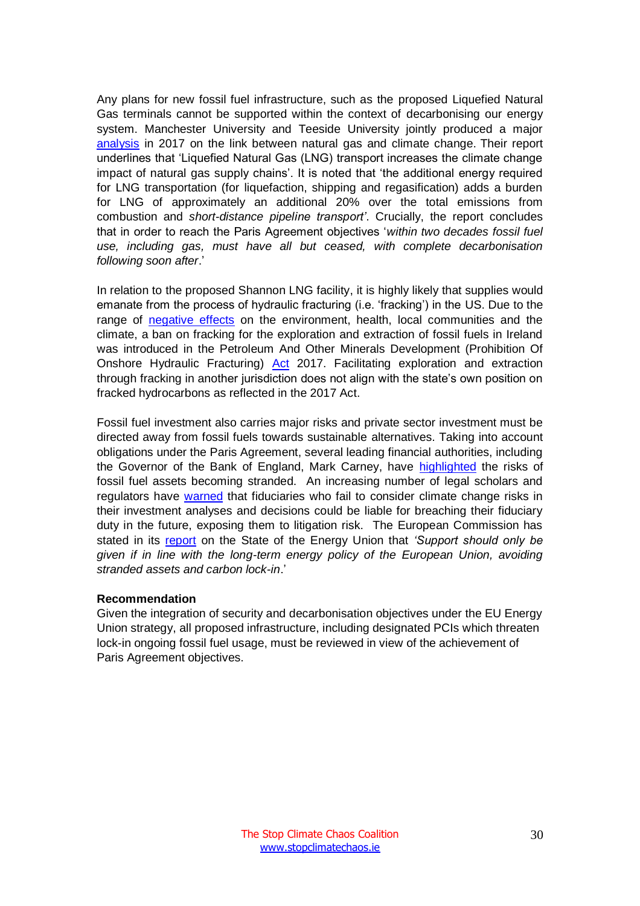Any plans for new fossil fuel infrastructure, such as the proposed Liquefied Natural Gas terminals cannot be supported within the context of decarbonising our energy system. Manchester University and Teeside University jointly produced a major analysis in 2017 on the link between natural gas and climate change. Their report underlines that 'Liquefied Natural Gas (LNG) transport increases the climate change impact of natural gas supply chains'. It is noted that 'the additional energy required for LNG transportation (for liquefaction, shipping and regasification) adds a burden for LNG of approximately an additional 20% over the total emissions from combustion and *short-distance pipeline transport'*. Crucially, the report concludes that in order to reach the Paris Agreement objectives '*within two decades fossil fuel use, including gas, must have all but ceased, with complete decarbonisation following soon after*.'

In relation to the proposed Shannon LNG facility, it is highly likely that supplies would emanate from the process of hydraulic fracturing (i.e. 'fracking') in the US. Due to the range of negative effects on the environment, health, local communities and the climate, a ban on fracking for the exploration and extraction of fossil fuels in Ireland was introduced in the Petroleum And Other Minerals Development (Prohibition Of Onshore Hydraulic Fracturing) Act 2017. Facilitating exploration and extraction through fracking in another jurisdiction does not align with the state's own position on fracked hydrocarbons as reflected in the 2017 Act.

Fossil fuel investment also carries major risks and private sector investment must be directed away from fossil fuels towards sustainable alternatives. Taking into account obligations under the Paris Agreement, several leading financial authorities, including the Governor of the Bank of England, Mark Carney, have highlighted the risks of fossil fuel assets becoming stranded. An increasing number of legal scholars and regulators have warned that fiduciaries who fail to consider climate change risks in their investment analyses and decisions could be liable for breaching their fiduciary duty in the future, exposing them to litigation risk. The European Commission has stated in its report on the State of the Energy Union that '*Support should only be given if in line with the long-term energy policy of the European Union, avoiding stranded assets and carbon lock-in*.'

**Recommendation**

Given the integration of security and decarbonisation objectives under the EU Energy Union strategy, all proposed infrastructure, including designated PCIs which threaten lock-in ongoing fossil fuel usage, must be reviewed in view of the achievement of Paris Agreement objectives.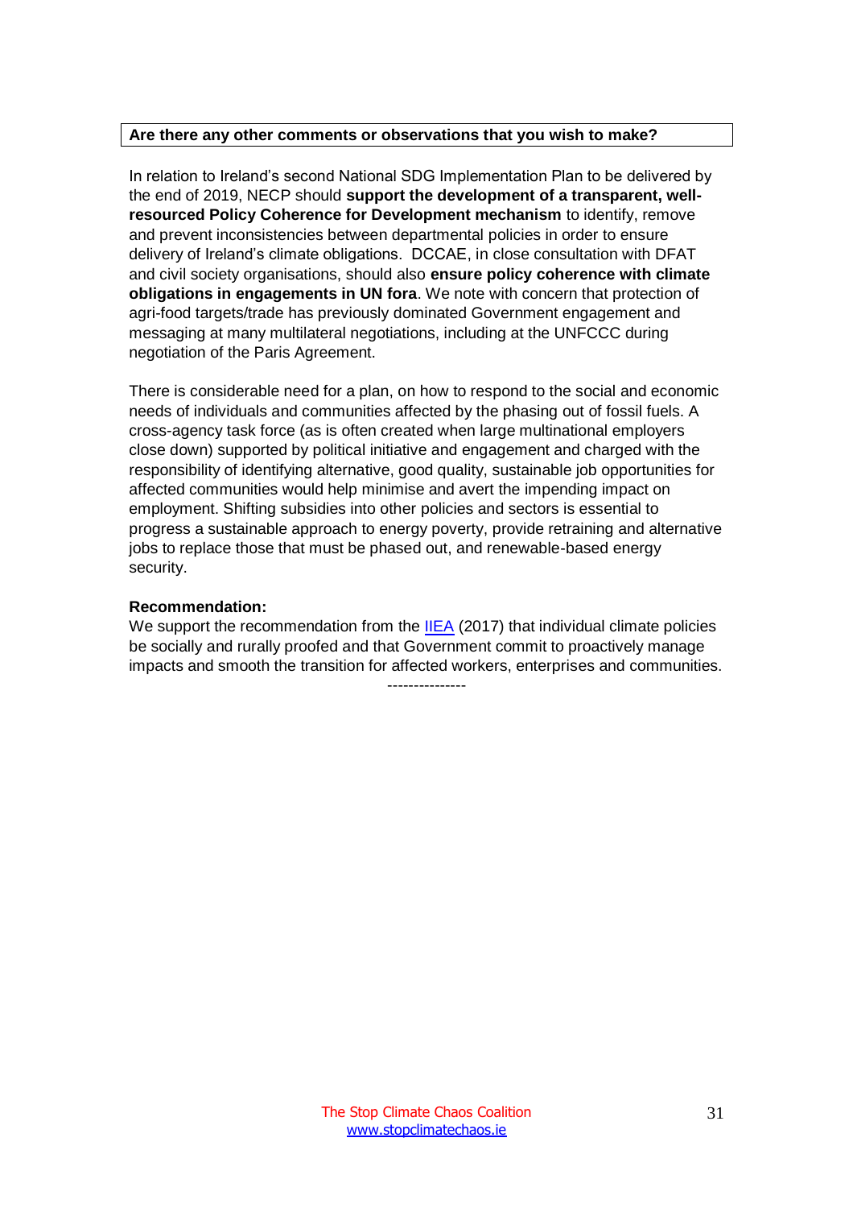**Are there any other comments or observations that you wish to make?**

In relation to Ireland's second National SDG Implementation Plan to be delivered by the end of 2019, NECP should **support the development of a transparent, well-resourced Policy Coherence for Development mechanism** to identify, remove and prevent inconsistencies between departmental policies in order to ensure delivery of Ireland's climate obligations. DCCAE, in close consultation with DFAT and civil society organisations, should also **ensure policy coherence with climate obligations in engagements in UN fora**. We note with concern that protection of agri-food targets/trade has previously dominated Government engagement and messaging at many multilateral negotiations, including at the UNFCCC during negotiation of the Paris Agreement.

There is considerable need for a plan, on how to respond to the social and economic needs of individuals and communities affected by the phasing out of fossil fuels. A cross-agency task force (as is often created when large multinational employers close down) supported by political initiative and engagement and charged with the responsibility of identifying alternative, good quality, sustainable job opportunities for affected communities would help minimise and avert the impending impact on employment. Shifting subsidies into other policies and sectors is essential to progress a sustainable approach to energy poverty, provide retraining and alternative jobs to replace those that must be phased out, and renewable-based energy security.

**Recommendation:**

We support the recommendation from the IIEA (2017) that individual climate policies be socially and rurally proofed and that Government commit to proactively manage impacts and smooth the transition for affected workers, enterprises and communities.

---------------